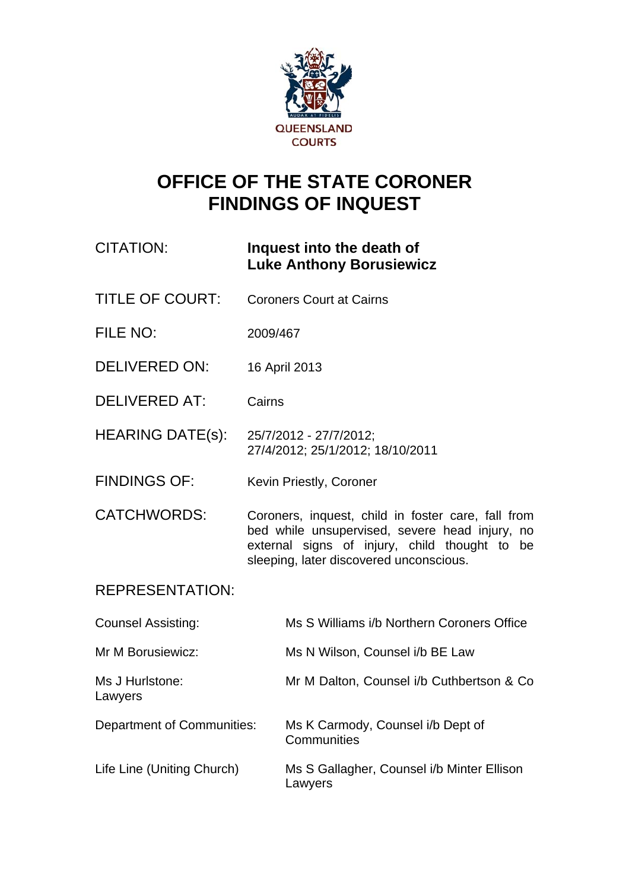QUEENSLAND COURTS

# OFFICE OF THE STATE CORONER
# FINDINGS OF INQUEST

| | |
|---|---|
| CITATION: | **Inquest into the death of Luke Anthony Borusiewicz** |
| TITLE OF COURT: | Coroners Court at Cairns |
| FILE NO: | 2009/467 |
| DELIVERED ON: | 16 April 2013 |
| DELIVERED AT: | Cairns |
| HEARING DATE(s): | 25/7/2012 - 27/7/2012; 27/4/2012; 25/1/2012; 18/10/2011 |
| FINDINGS OF: | Kevin Priestly, Coroner |
| CATCHWORDS: | Coroners, inquest, child in foster care, fall from bed while unsupervised, severe head injury, no external signs of injury, child thought to be sleeping, later discovered unconscious. |

REPRESENTATION:

| | |
|---|---|
| Counsel Assisting: | Ms S Williams i/b Northern Coroners Office |
| Mr M Borusiewicz: | Ms N Wilson, Counsel i/b BE Law |
| Ms J Hurlstone: Lawyers | Mr M Dalton, Counsel i/b Cuthbertson & Co |
| Department of Communities: | Ms K Carmody, Counsel i/b Dept of Communities |
| Life Line (Uniting Church) | Ms S Gallagher, Counsel i/b Minter Ellison Lawyers |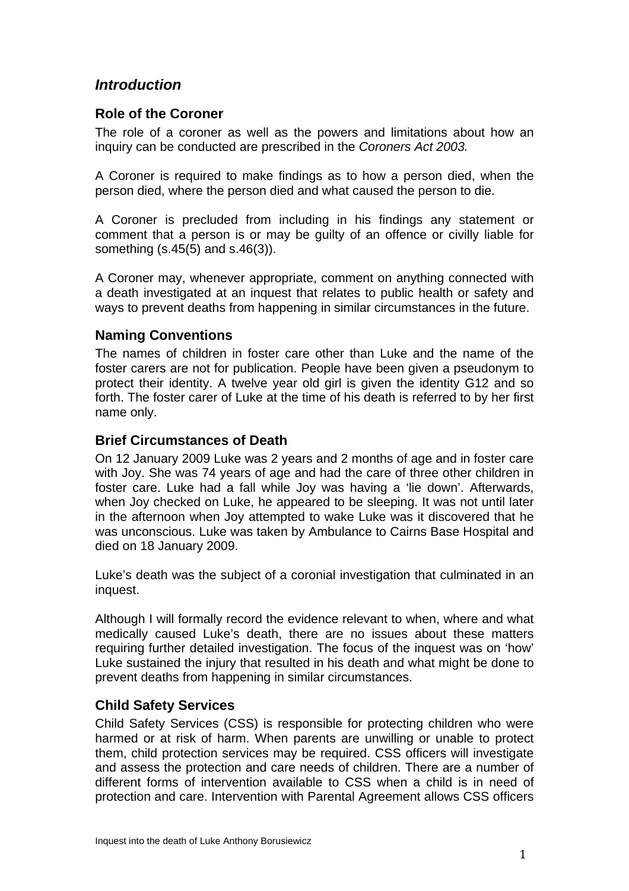## *Introduction*

### Role of the Coroner

The role of a coroner as well as the powers and limitations about how an inquiry can be conducted are prescribed in the *Coroners Act 2003.*

A Coroner is required to make findings as to how a person died, when the person died, where the person died and what caused the person to die.

A Coroner is precluded from including in his findings any statement or comment that a person is or may be guilty of an offence or civilly liable for something (s.45(5) and s.46(3)).

A Coroner may, whenever appropriate, comment on anything connected with a death investigated at an inquest that relates to public health or safety and ways to prevent deaths from happening in similar circumstances in the future.

### Naming Conventions

The names of children in foster care other than Luke and the name of the foster carers are not for publication. People have been given a pseudonym to protect their identity. A twelve year old girl is given the identity G12 and so forth. The foster carer of Luke at the time of his death is referred to by her first name only.

### Brief Circumstances of Death

On 12 January 2009 Luke was 2 years and 2 months of age and in foster care with Joy. She was 74 years of age and had the care of three other children in foster care. Luke had a fall while Joy was having a 'lie down'. Afterwards, when Joy checked on Luke, he appeared to be sleeping. It was not until later in the afternoon when Joy attempted to wake Luke was it discovered that he was unconscious. Luke was taken by Ambulance to Cairns Base Hospital and died on 18 January 2009.

Luke's death was the subject of a coronial investigation that culminated in an inquest.

Although I will formally record the evidence relevant to when, where and what medically caused Luke's death, there are no issues about these matters requiring further detailed investigation. The focus of the inquest was on 'how' Luke sustained the injury that resulted in his death and what might be done to prevent deaths from happening in similar circumstances.

### Child Safety Services

Child Safety Services (CSS) is responsible for protecting children who were harmed or at risk of harm. When parents are unwilling or unable to protect them, child protection services may be required. CSS officers will investigate and assess the protection and care needs of children. There are a number of different forms of intervention available to CSS when a child is in need of protection and care. Intervention with Parental Agreement allows CSS officers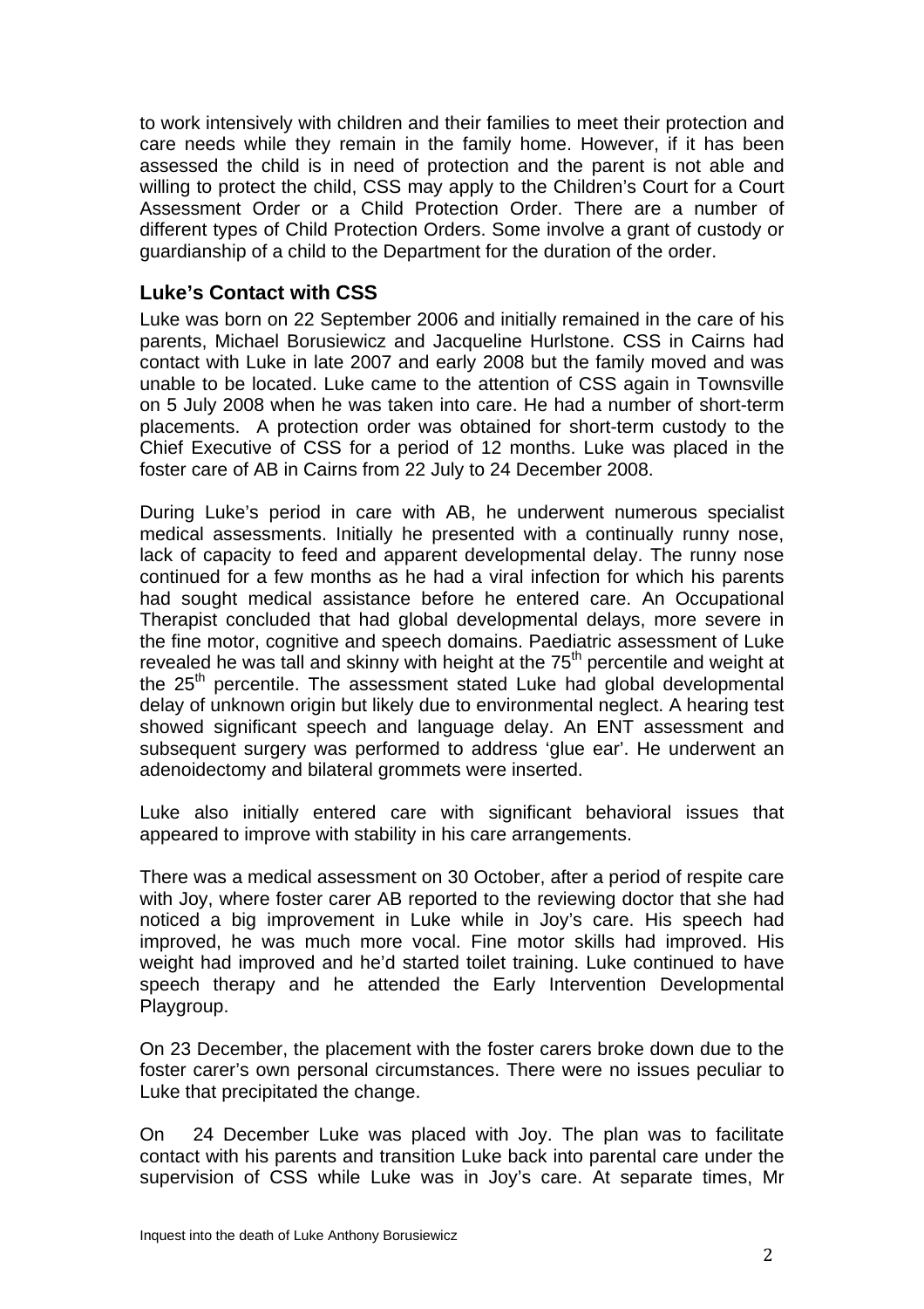to work intensively with children and their families to meet their protection and care needs while they remain in the family home. However, if it has been assessed the child is in need of protection and the parent is not able and willing to protect the child, CSS may apply to the Children's Court for a Court Assessment Order or a Child Protection Order. There are a number of different types of Child Protection Orders. Some involve a grant of custody or guardianship of a child to the Department for the duration of the order.

## Luke's Contact with CSS

Luke was born on 22 September 2006 and initially remained in the care of his parents, Michael Borusiewicz and Jacqueline Hurlstone. CSS in Cairns had contact with Luke in late 2007 and early 2008 but the family moved and was unable to be located. Luke came to the attention of CSS again in Townsville on 5 July 2008 when he was taken into care. He had a number of short-term placements. A protection order was obtained for short-term custody to the Chief Executive of CSS for a period of 12 months. Luke was placed in the foster care of AB in Cairns from 22 July to 24 December 2008.

During Luke's period in care with AB, he underwent numerous specialist medical assessments. Initially he presented with a continually runny nose, lack of capacity to feed and apparent developmental delay. The runny nose continued for a few months as he had a viral infection for which his parents had sought medical assistance before he entered care. An Occupational Therapist concluded that had global developmental delays, more severe in the fine motor, cognitive and speech domains. Paediatric assessment of Luke revealed he was tall and skinny with height at the 75th percentile and weight at the 25th percentile. The assessment stated Luke had global developmental delay of unknown origin but likely due to environmental neglect. A hearing test showed significant speech and language delay. An ENT assessment and subsequent surgery was performed to address 'glue ear'. He underwent an adenoidectomy and bilateral grommets were inserted.

Luke also initially entered care with significant behavioral issues that appeared to improve with stability in his care arrangements.

There was a medical assessment on 30 October, after a period of respite care with Joy, where foster carer AB reported to the reviewing doctor that she had noticed a big improvement in Luke while in Joy's care. His speech had improved, he was much more vocal. Fine motor skills had improved. His weight had improved and he'd started toilet training. Luke continued to have speech therapy and he attended the Early Intervention Developmental Playgroup.

On 23 December, the placement with the foster carers broke down due to the foster carer's own personal circumstances. There were no issues peculiar to Luke that precipitated the change.

On 24 December Luke was placed with Joy. The plan was to facilitate contact with his parents and transition Luke back into parental care under the supervision of CSS while Luke was in Joy's care. At separate times, Mr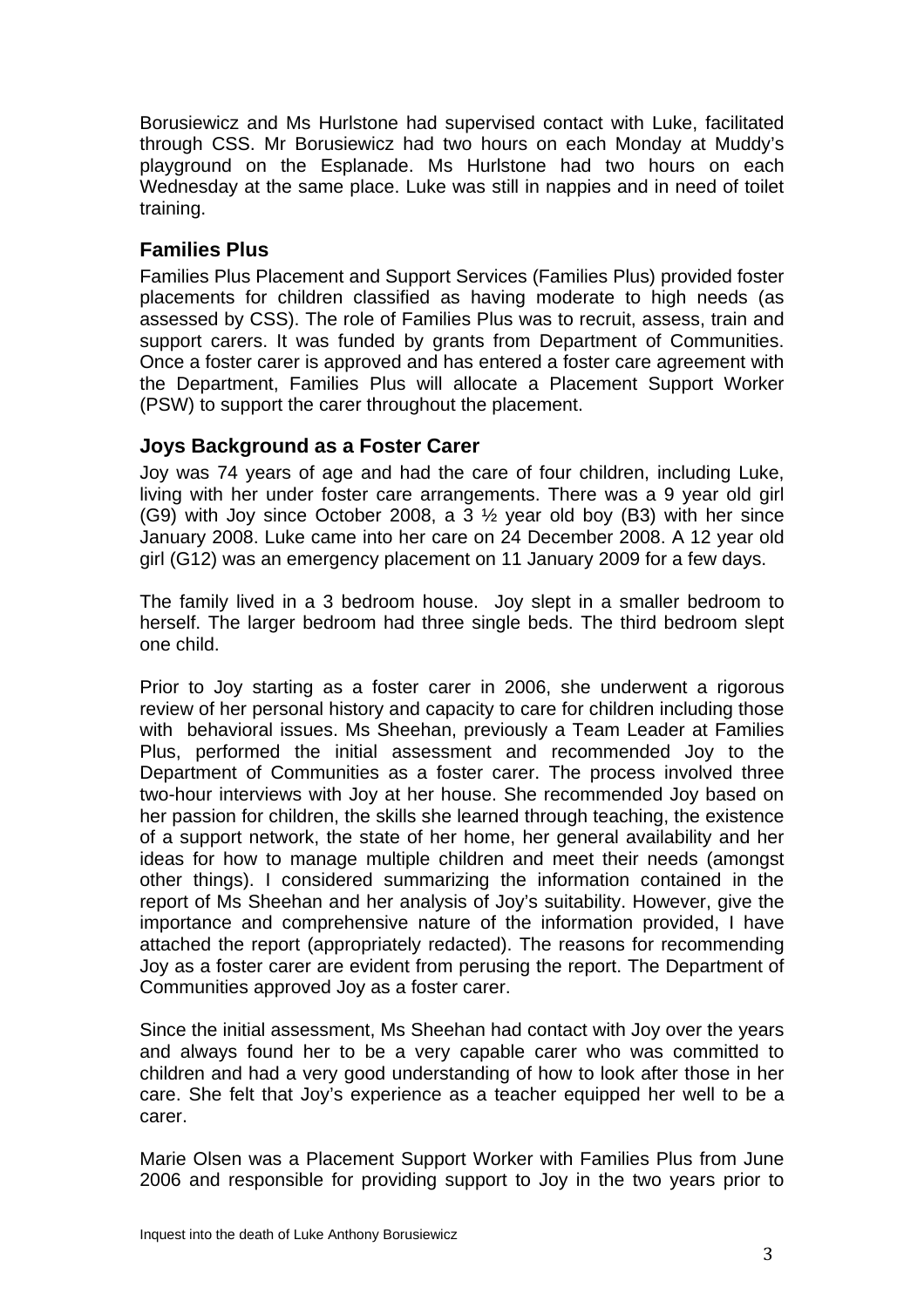Borusiewicz and Ms Hurlstone had supervised contact with Luke, facilitated through CSS. Mr Borusiewicz had two hours on each Monday at Muddy's playground on the Esplanade. Ms Hurlstone had two hours on each Wednesday at the same place. Luke was still in nappies and in need of toilet training.

## Families Plus

Families Plus Placement and Support Services (Families Plus) provided foster placements for children classified as having moderate to high needs (as assessed by CSS). The role of Families Plus was to recruit, assess, train and support carers. It was funded by grants from Department of Communities. Once a foster carer is approved and has entered a foster care agreement with the Department, Families Plus will allocate a Placement Support Worker (PSW) to support the carer throughout the placement.

## Joys Background as a Foster Carer

Joy was 74 years of age and had the care of four children, including Luke, living with her under foster care arrangements. There was a 9 year old girl (G9) with Joy since October 2008, a 3 ½ year old boy (B3) with her since January 2008. Luke came into her care on 24 December 2008. A 12 year old girl (G12) was an emergency placement on 11 January 2009 for a few days.

The family lived in a 3 bedroom house. Joy slept in a smaller bedroom to herself. The larger bedroom had three single beds. The third bedroom slept one child.

Prior to Joy starting as a foster carer in 2006, she underwent a rigorous review of her personal history and capacity to care for children including those with behavioral issues. Ms Sheehan, previously a Team Leader at Families Plus, performed the initial assessment and recommended Joy to the Department of Communities as a foster carer. The process involved three two-hour interviews with Joy at her house. She recommended Joy based on her passion for children, the skills she learned through teaching, the existence of a support network, the state of her home, her general availability and her ideas for how to manage multiple children and meet their needs (amongst other things). I considered summarizing the information contained in the report of Ms Sheehan and her analysis of Joy's suitability. However, give the importance and comprehensive nature of the information provided, I have attached the report (appropriately redacted). The reasons for recommending Joy as a foster carer are evident from perusing the report. The Department of Communities approved Joy as a foster carer.

Since the initial assessment, Ms Sheehan had contact with Joy over the years and always found her to be a very capable carer who was committed to children and had a very good understanding of how to look after those in her care. She felt that Joy's experience as a teacher equipped her well to be a carer.

Marie Olsen was a Placement Support Worker with Families Plus from June 2006 and responsible for providing support to Joy in the two years prior to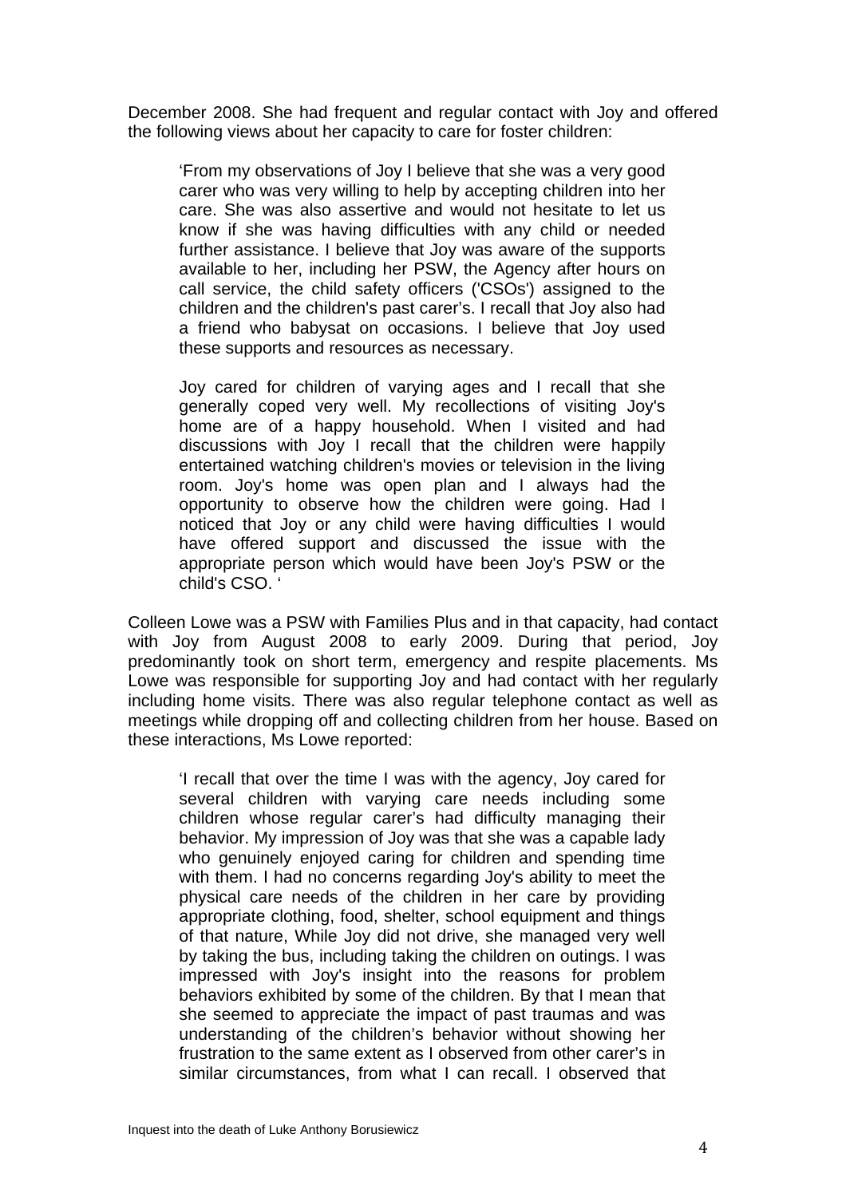December 2008. She had frequent and regular contact with Joy and offered the following views about her capacity to care for foster children:

> 'From my observations of Joy I believe that she was a very good carer who was very willing to help by accepting children into her care. She was also assertive and would not hesitate to let us know if she was having difficulties with any child or needed further assistance. I believe that Joy was aware of the supports available to her, including her PSW, the Agency after hours on call service, the child safety officers ('CSOs') assigned to the children and the children's past carer's. I recall that Joy also had a friend who babysat on occasions. I believe that Joy used these supports and resources as necessary.
>
> Joy cared for children of varying ages and I recall that she generally coped very well. My recollections of visiting Joy's home are of a happy household. When I visited and had discussions with Joy I recall that the children were happily entertained watching children's movies or television in the living room. Joy's home was open plan and I always had the opportunity to observe how the children were going. Had I noticed that Joy or any child were having difficulties I would have offered support and discussed the issue with the appropriate person which would have been Joy's PSW or the child's CSO. '

Colleen Lowe was a PSW with Families Plus and in that capacity, had contact with Joy from August 2008 to early 2009. During that period, Joy predominantly took on short term, emergency and respite placements. Ms Lowe was responsible for supporting Joy and had contact with her regularly including home visits. There was also regular telephone contact as well as meetings while dropping off and collecting children from her house. Based on these interactions, Ms Lowe reported:

> 'I recall that over the time I was with the agency, Joy cared for several children with varying care needs including some children whose regular carer's had difficulty managing their behavior. My impression of Joy was that she was a capable lady who genuinely enjoyed caring for children and spending time with them. I had no concerns regarding Joy's ability to meet the physical care needs of the children in her care by providing appropriate clothing, food, shelter, school equipment and things of that nature, While Joy did not drive, she managed very well by taking the bus, including taking the children on outings. I was impressed with Joy's insight into the reasons for problem behaviors exhibited by some of the children. By that I mean that she seemed to appreciate the impact of past traumas and was understanding of the children's behavior without showing her frustration to the same extent as I observed from other carer's in similar circumstances, from what I can recall. I observed that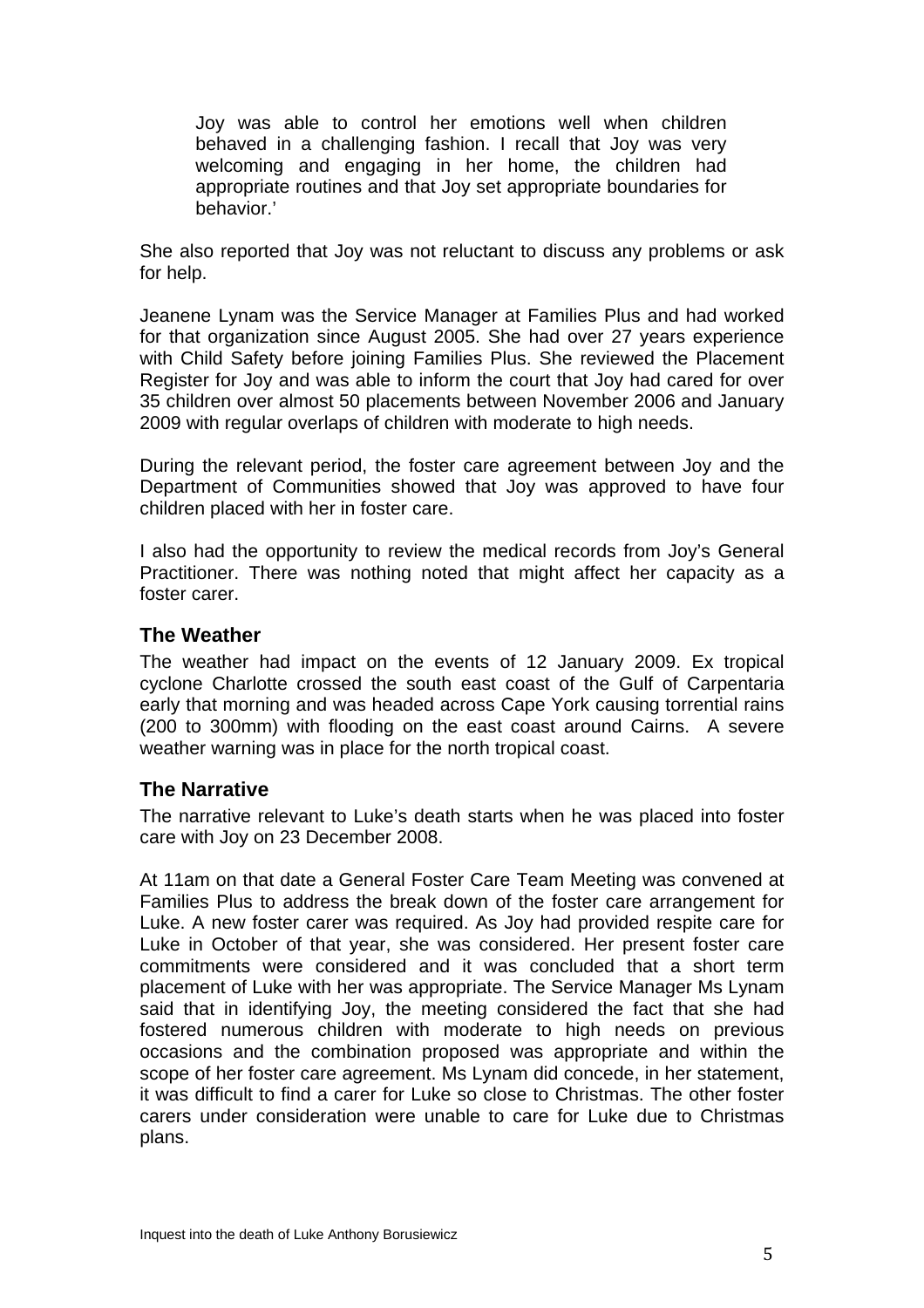> Joy was able to control her emotions well when children behaved in a challenging fashion. I recall that Joy was very welcoming and engaging in her home, the children had appropriate routines and that Joy set appropriate boundaries for behavior.'

She also reported that Joy was not reluctant to discuss any problems or ask for help.

Jeanene Lynam was the Service Manager at Families Plus and had worked for that organization since August 2005. She had over 27 years experience with Child Safety before joining Families Plus. She reviewed the Placement Register for Joy and was able to inform the court that Joy had cared for over 35 children over almost 50 placements between November 2006 and January 2009 with regular overlaps of children with moderate to high needs.

During the relevant period, the foster care agreement between Joy and the Department of Communities showed that Joy was approved to have four children placed with her in foster care.

I also had the opportunity to review the medical records from Joy's General Practitioner. There was nothing noted that might affect her capacity as a foster carer.

## The Weather

The weather had impact on the events of 12 January 2009. Ex tropical cyclone Charlotte crossed the south east coast of the Gulf of Carpentaria early that morning and was headed across Cape York causing torrential rains (200 to 300mm) with flooding on the east coast around Cairns. A severe weather warning was in place for the north tropical coast.

## The Narrative

The narrative relevant to Luke's death starts when he was placed into foster care with Joy on 23 December 2008.

At 11am on that date a General Foster Care Team Meeting was convened at Families Plus to address the break down of the foster care arrangement for Luke. A new foster carer was required. As Joy had provided respite care for Luke in October of that year, she was considered. Her present foster care commitments were considered and it was concluded that a short term placement of Luke with her was appropriate. The Service Manager Ms Lynam said that in identifying Joy, the meeting considered the fact that she had fostered numerous children with moderate to high needs on previous occasions and the combination proposed was appropriate and within the scope of her foster care agreement. Ms Lynam did concede, in her statement, it was difficult to find a carer for Luke so close to Christmas. The other foster carers under consideration were unable to care for Luke due to Christmas plans.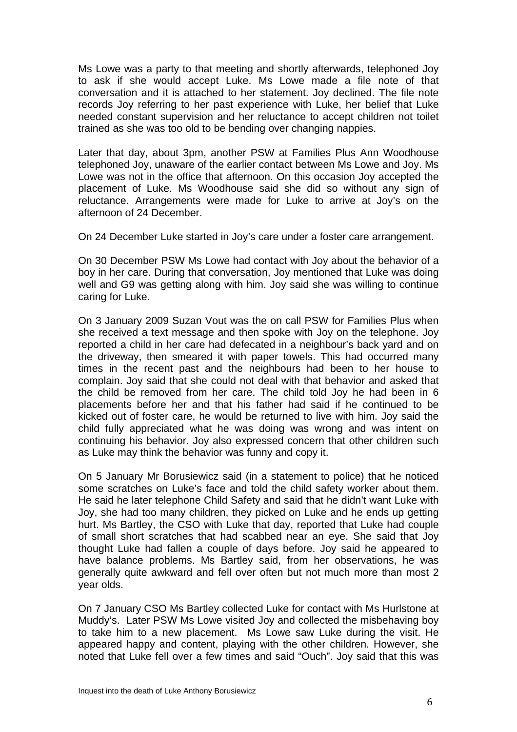Ms Lowe was a party to that meeting and shortly afterwards, telephoned Joy to ask if she would accept Luke. Ms Lowe made a file note of that conversation and it is attached to her statement. Joy declined. The file note records Joy referring to her past experience with Luke, her belief that Luke needed constant supervision and her reluctance to accept children not toilet trained as she was too old to be bending over changing nappies.

Later that day, about 3pm, another PSW at Families Plus Ann Woodhouse telephoned Joy, unaware of the earlier contact between Ms Lowe and Joy. Ms Lowe was not in the office that afternoon. On this occasion Joy accepted the placement of Luke. Ms Woodhouse said she did so without any sign of reluctance. Arrangements were made for Luke to arrive at Joy's on the afternoon of 24 December.

On 24 December Luke started in Joy's care under a foster care arrangement.

On 30 December PSW Ms Lowe had contact with Joy about the behavior of a boy in her care. During that conversation, Joy mentioned that Luke was doing well and G9 was getting along with him. Joy said she was willing to continue caring for Luke.

On 3 January 2009 Suzan Vout was the on call PSW for Families Plus when she received a text message and then spoke with Joy on the telephone. Joy reported a child in her care had defecated in a neighbour's back yard and on the driveway, then smeared it with paper towels. This had occurred many times in the recent past and the neighbours had been to her house to complain. Joy said that she could not deal with that behavior and asked that the child be removed from her care. The child told Joy he had been in 6 placements before her and that his father had said if he continued to be kicked out of foster care, he would be returned to live with him. Joy said the child fully appreciated what he was doing was wrong and was intent on continuing his behavior. Joy also expressed concern that other children such as Luke may think the behavior was funny and copy it.

On 5 January Mr Borusiewicz said (in a statement to police) that he noticed some scratches on Luke's face and told the child safety worker about them. He said he later telephone Child Safety and said that he didn't want Luke with Joy, she had too many children, they picked on Luke and he ends up getting hurt. Ms Bartley, the CSO with Luke that day, reported that Luke had couple of small short scratches that had scabbed near an eye. She said that Joy thought Luke had fallen a couple of days before. Joy said he appeared to have balance problems. Ms Bartley said, from her observations, he was generally quite awkward and fell over often but not much more than most 2 year olds.

On 7 January CSO Ms Bartley collected Luke for contact with Ms Hurlstone at Muddy's. Later PSW Ms Lowe visited Joy and collected the misbehaving boy to take him to a new placement. Ms Lowe saw Luke during the visit. He appeared happy and content, playing with the other children. However, she noted that Luke fell over a few times and said "Ouch". Joy said that this was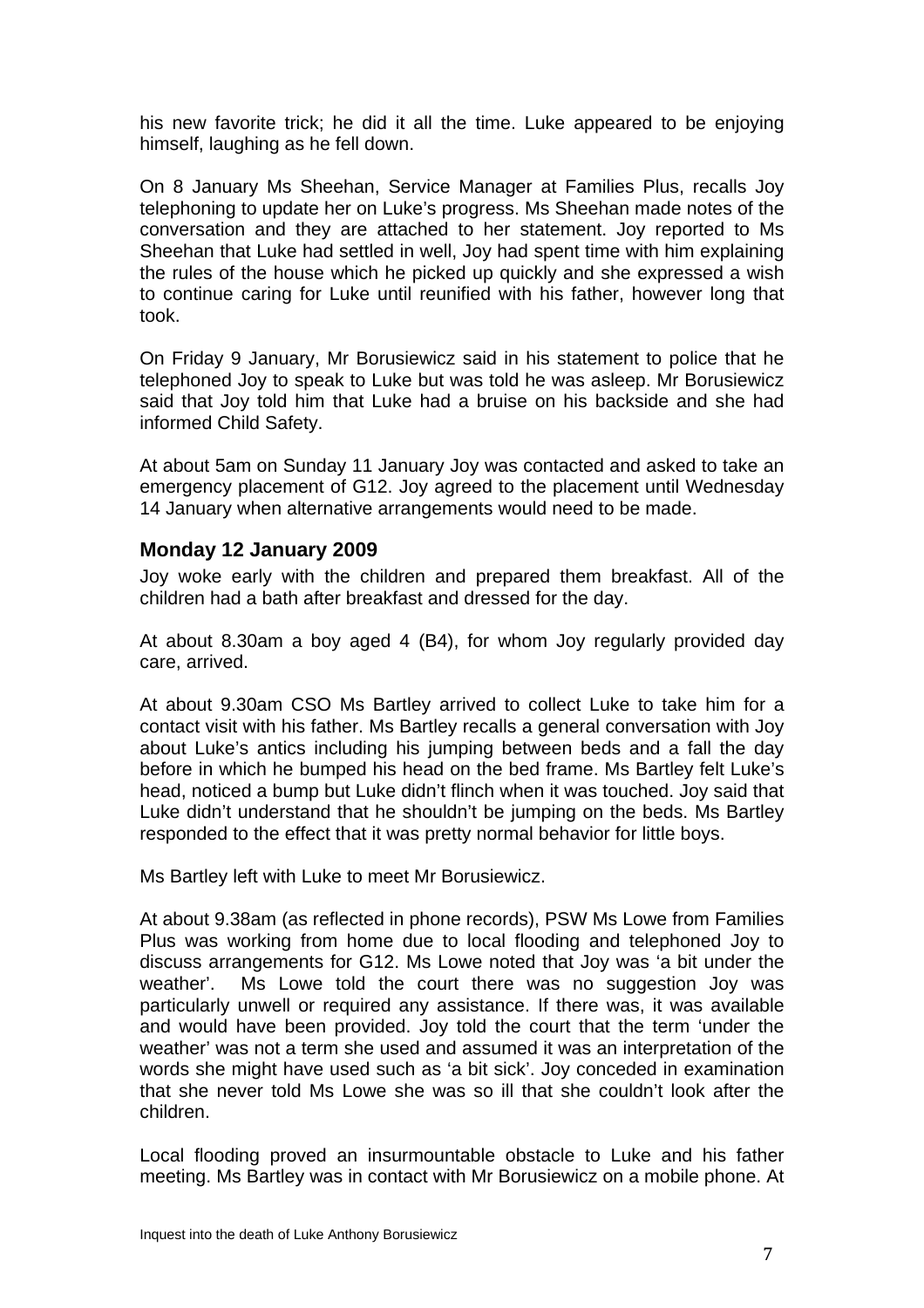his new favorite trick; he did it all the time. Luke appeared to be enjoying himself, laughing as he fell down.

On 8 January Ms Sheehan, Service Manager at Families Plus, recalls Joy telephoning to update her on Luke's progress. Ms Sheehan made notes of the conversation and they are attached to her statement. Joy reported to Ms Sheehan that Luke had settled in well, Joy had spent time with him explaining the rules of the house which he picked up quickly and she expressed a wish to continue caring for Luke until reunified with his father, however long that took.

On Friday 9 January, Mr Borusiewicz said in his statement to police that he telephoned Joy to speak to Luke but was told he was asleep. Mr Borusiewicz said that Joy told him that Luke had a bruise on his backside and she had informed Child Safety.

At about 5am on Sunday 11 January Joy was contacted and asked to take an emergency placement of G12. Joy agreed to the placement until Wednesday 14 January when alternative arrangements would need to be made.

### Monday 12 January 2009

Joy woke early with the children and prepared them breakfast. All of the children had a bath after breakfast and dressed for the day.

At about 8.30am a boy aged 4 (B4), for whom Joy regularly provided day care, arrived.

At about 9.30am CSO Ms Bartley arrived to collect Luke to take him for a contact visit with his father. Ms Bartley recalls a general conversation with Joy about Luke's antics including his jumping between beds and a fall the day before in which he bumped his head on the bed frame. Ms Bartley felt Luke's head, noticed a bump but Luke didn't flinch when it was touched. Joy said that Luke didn't understand that he shouldn't be jumping on the beds. Ms Bartley responded to the effect that it was pretty normal behavior for little boys.

Ms Bartley left with Luke to meet Mr Borusiewicz.

At about 9.38am (as reflected in phone records), PSW Ms Lowe from Families Plus was working from home due to local flooding and telephoned Joy to discuss arrangements for G12. Ms Lowe noted that Joy was 'a bit under the weather'. Ms Lowe told the court there was no suggestion Joy was particularly unwell or required any assistance. If there was, it was available and would have been provided. Joy told the court that the term 'under the weather' was not a term she used and assumed it was an interpretation of the words she might have used such as 'a bit sick'. Joy conceded in examination that she never told Ms Lowe she was so ill that she couldn't look after the children.

Local flooding proved an insurmountable obstacle to Luke and his father meeting. Ms Bartley was in contact with Mr Borusiewicz on a mobile phone. At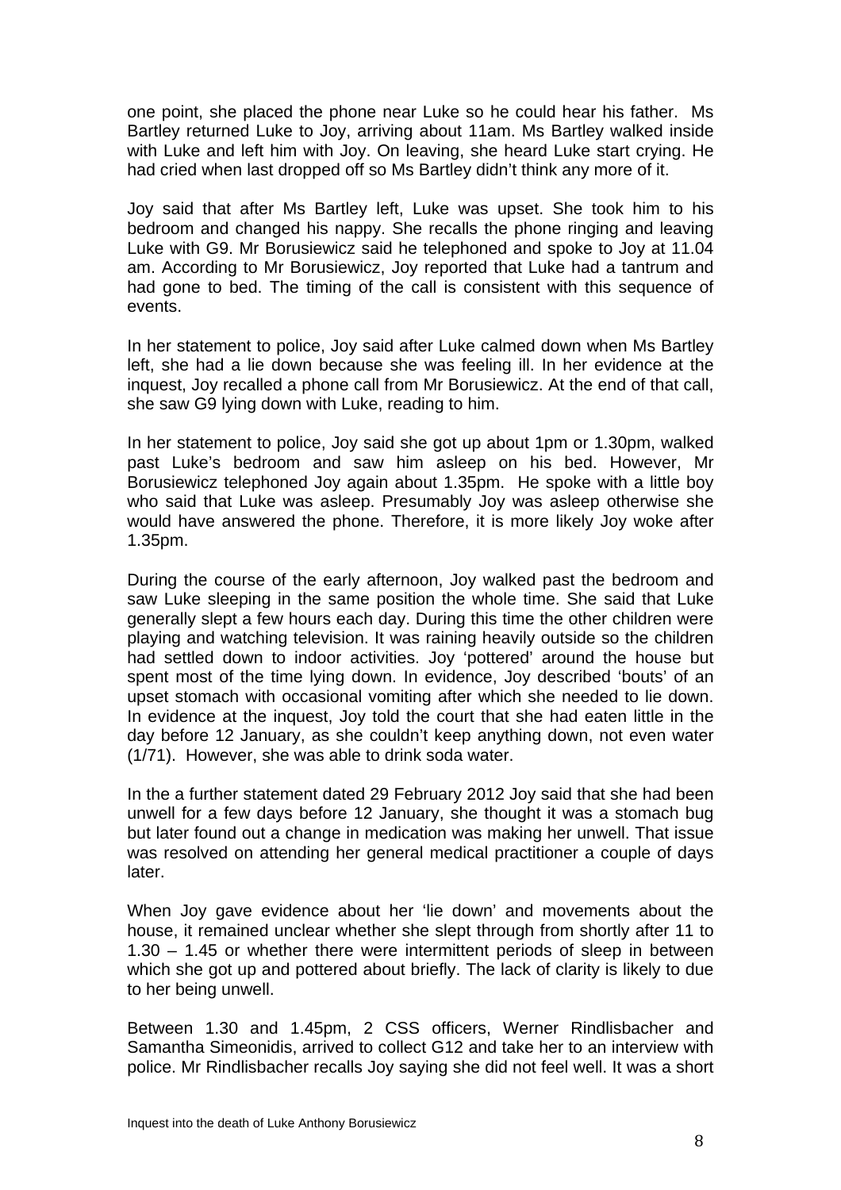one point, she placed the phone near Luke so he could hear his father. Ms Bartley returned Luke to Joy, arriving about 11am. Ms Bartley walked inside with Luke and left him with Joy. On leaving, she heard Luke start crying. He had cried when last dropped off so Ms Bartley didn't think any more of it.

Joy said that after Ms Bartley left, Luke was upset. She took him to his bedroom and changed his nappy. She recalls the phone ringing and leaving Luke with G9. Mr Borusiewicz said he telephoned and spoke to Joy at 11.04 am. According to Mr Borusiewicz, Joy reported that Luke had a tantrum and had gone to bed. The timing of the call is consistent with this sequence of events.

In her statement to police, Joy said after Luke calmed down when Ms Bartley left, she had a lie down because she was feeling ill. In her evidence at the inquest, Joy recalled a phone call from Mr Borusiewicz. At the end of that call, she saw G9 lying down with Luke, reading to him.

In her statement to police, Joy said she got up about 1pm or 1.30pm, walked past Luke's bedroom and saw him asleep on his bed. However, Mr Borusiewicz telephoned Joy again about 1.35pm. He spoke with a little boy who said that Luke was asleep. Presumably Joy was asleep otherwise she would have answered the phone. Therefore, it is more likely Joy woke after 1.35pm.

During the course of the early afternoon, Joy walked past the bedroom and saw Luke sleeping in the same position the whole time. She said that Luke generally slept a few hours each day. During this time the other children were playing and watching television. It was raining heavily outside so the children had settled down to indoor activities. Joy 'pottered' around the house but spent most of the time lying down. In evidence, Joy described 'bouts' of an upset stomach with occasional vomiting after which she needed to lie down. In evidence at the inquest, Joy told the court that she had eaten little in the day before 12 January, as she couldn't keep anything down, not even water (1/71). However, she was able to drink soda water.

In the a further statement dated 29 February 2012 Joy said that she had been unwell for a few days before 12 January, she thought it was a stomach bug but later found out a change in medication was making her unwell. That issue was resolved on attending her general medical practitioner a couple of days later.

When Joy gave evidence about her 'lie down' and movements about the house, it remained unclear whether she slept through from shortly after 11 to 1.30 – 1.45 or whether there were intermittent periods of sleep in between which she got up and pottered about briefly. The lack of clarity is likely to due to her being unwell.

Between 1.30 and 1.45pm, 2 CSS officers, Werner Rindlisbacher and Samantha Simeonidis, arrived to collect G12 and take her to an interview with police. Mr Rindlisbacher recalls Joy saying she did not feel well. It was a short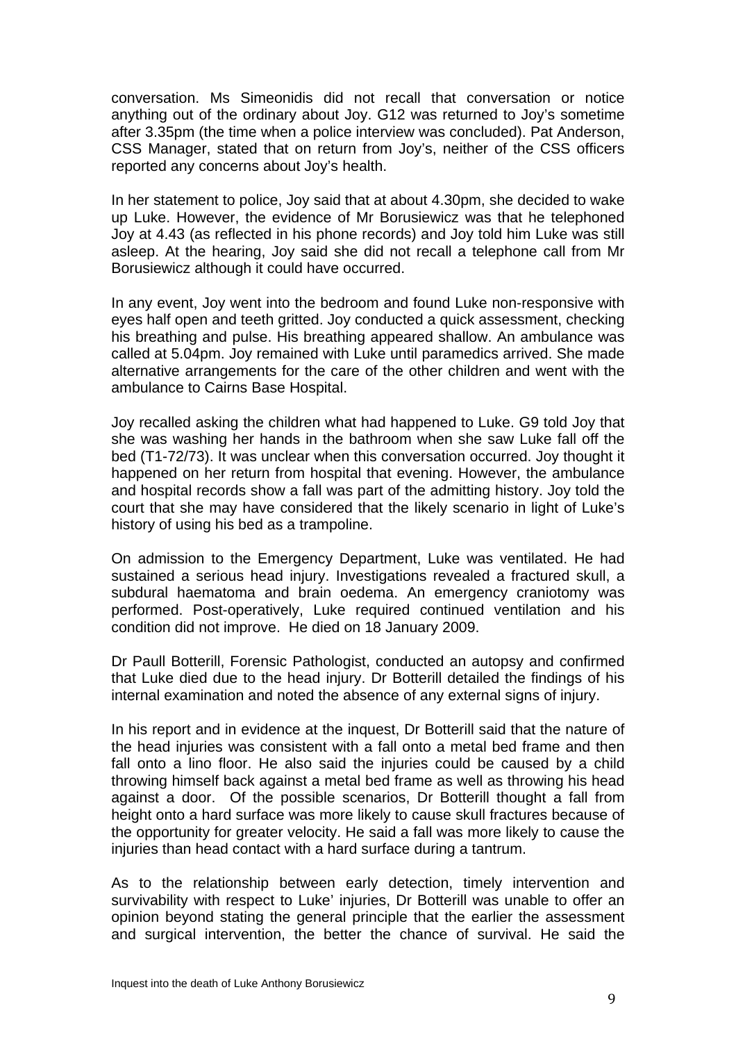conversation. Ms Simeonidis did not recall that conversation or notice anything out of the ordinary about Joy. G12 was returned to Joy's sometime after 3.35pm (the time when a police interview was concluded). Pat Anderson, CSS Manager, stated that on return from Joy's, neither of the CSS officers reported any concerns about Joy's health.

In her statement to police, Joy said that at about 4.30pm, she decided to wake up Luke. However, the evidence of Mr Borusiewicz was that he telephoned Joy at 4.43 (as reflected in his phone records) and Joy told him Luke was still asleep. At the hearing, Joy said she did not recall a telephone call from Mr Borusiewicz although it could have occurred.

In any event, Joy went into the bedroom and found Luke non-responsive with eyes half open and teeth gritted. Joy conducted a quick assessment, checking his breathing and pulse. His breathing appeared shallow. An ambulance was called at 5.04pm. Joy remained with Luke until paramedics arrived. She made alternative arrangements for the care of the other children and went with the ambulance to Cairns Base Hospital.

Joy recalled asking the children what had happened to Luke. G9 told Joy that she was washing her hands in the bathroom when she saw Luke fall off the bed (T1-72/73). It was unclear when this conversation occurred. Joy thought it happened on her return from hospital that evening. However, the ambulance and hospital records show a fall was part of the admitting history. Joy told the court that she may have considered that the likely scenario in light of Luke's history of using his bed as a trampoline.

On admission to the Emergency Department, Luke was ventilated. He had sustained a serious head injury. Investigations revealed a fractured skull, a subdural haematoma and brain oedema. An emergency craniotomy was performed. Post-operatively, Luke required continued ventilation and his condition did not improve. He died on 18 January 2009.

Dr Paull Botterill, Forensic Pathologist, conducted an autopsy and confirmed that Luke died due to the head injury. Dr Botterill detailed the findings of his internal examination and noted the absence of any external signs of injury.

In his report and in evidence at the inquest, Dr Botterill said that the nature of the head injuries was consistent with a fall onto a metal bed frame and then fall onto a lino floor. He also said the injuries could be caused by a child throwing himself back against a metal bed frame as well as throwing his head against a door. Of the possible scenarios, Dr Botterill thought a fall from height onto a hard surface was more likely to cause skull fractures because of the opportunity for greater velocity. He said a fall was more likely to cause the injuries than head contact with a hard surface during a tantrum.

As to the relationship between early detection, timely intervention and survivability with respect to Luke' injuries, Dr Botterill was unable to offer an opinion beyond stating the general principle that the earlier the assessment and surgical intervention, the better the chance of survival. He said the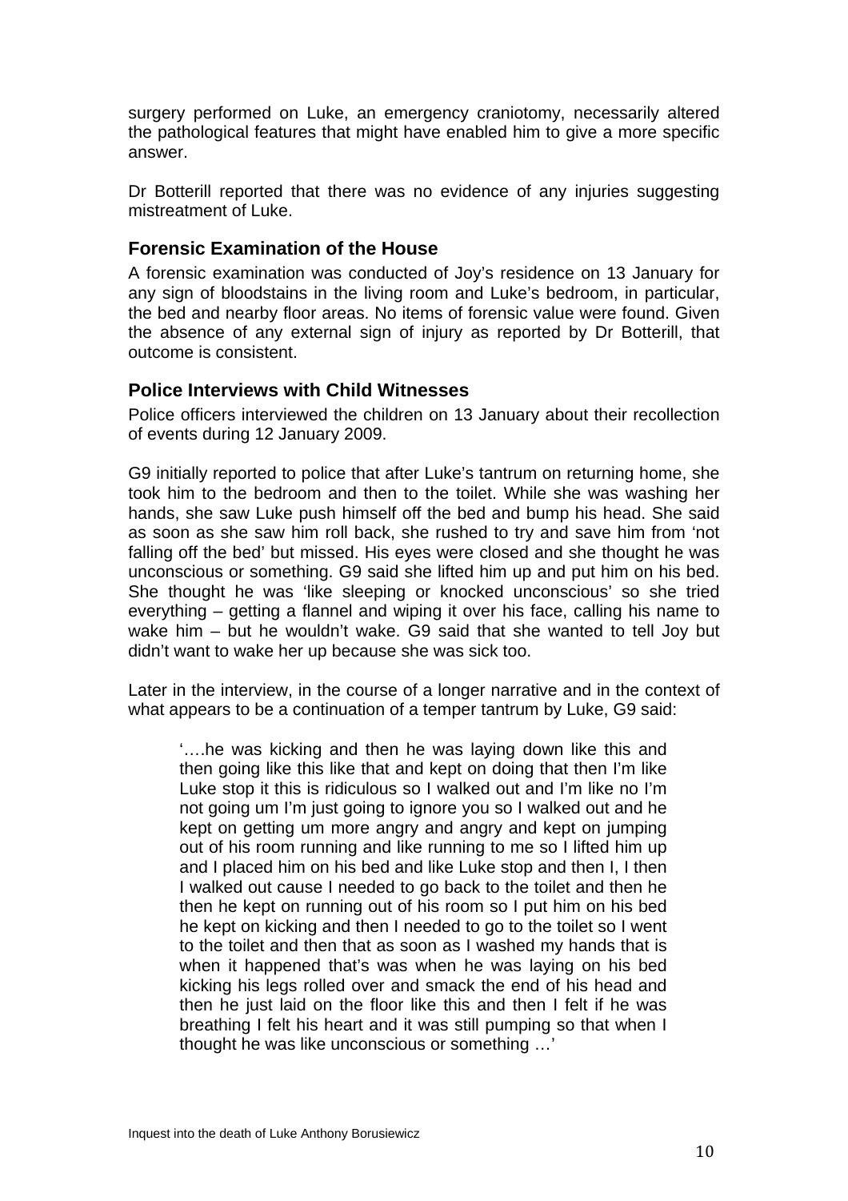surgery performed on Luke, an emergency craniotomy, necessarily altered the pathological features that might have enabled him to give a more specific answer.

Dr Botterill reported that there was no evidence of any injuries suggesting mistreatment of Luke.

## Forensic Examination of the House

A forensic examination was conducted of Joy's residence on 13 January for any sign of bloodstains in the living room and Luke's bedroom, in particular, the bed and nearby floor areas. No items of forensic value were found. Given the absence of any external sign of injury as reported by Dr Botterill, that outcome is consistent.

## Police Interviews with Child Witnesses

Police officers interviewed the children on 13 January about their recollection of events during 12 January 2009.

G9 initially reported to police that after Luke's tantrum on returning home, she took him to the bedroom and then to the toilet. While she was washing her hands, she saw Luke push himself off the bed and bump his head. She said as soon as she saw him roll back, she rushed to try and save him from 'not falling off the bed' but missed. His eyes were closed and she thought he was unconscious or something. G9 said she lifted him up and put him on his bed. She thought he was 'like sleeping or knocked unconscious' so she tried everything – getting a flannel and wiping it over his face, calling his name to wake him – but he wouldn't wake. G9 said that she wanted to tell Joy but didn't want to wake her up because she was sick too.

Later in the interview, in the course of a longer narrative and in the context of what appears to be a continuation of a temper tantrum by Luke, G9 said:

> '….he was kicking and then he was laying down like this and then going like this like that and kept on doing that then I'm like Luke stop it this is ridiculous so I walked out and I'm like no I'm not going um I'm just going to ignore you so I walked out and he kept on getting um more angry and angry and kept on jumping out of his room running and like running to me so I lifted him up and I placed him on his bed and like Luke stop and then I, I then I walked out cause I needed to go back to the toilet and then he then he kept on running out of his room so I put him on his bed he kept on kicking and then I needed to go to the toilet so I went to the toilet and then that as soon as I washed my hands that is when it happened that's was when he was laying on his bed kicking his legs rolled over and smack the end of his head and then he just laid on the floor like this and then I felt if he was breathing I felt his heart and it was still pumping so that when I thought he was like unconscious or something …'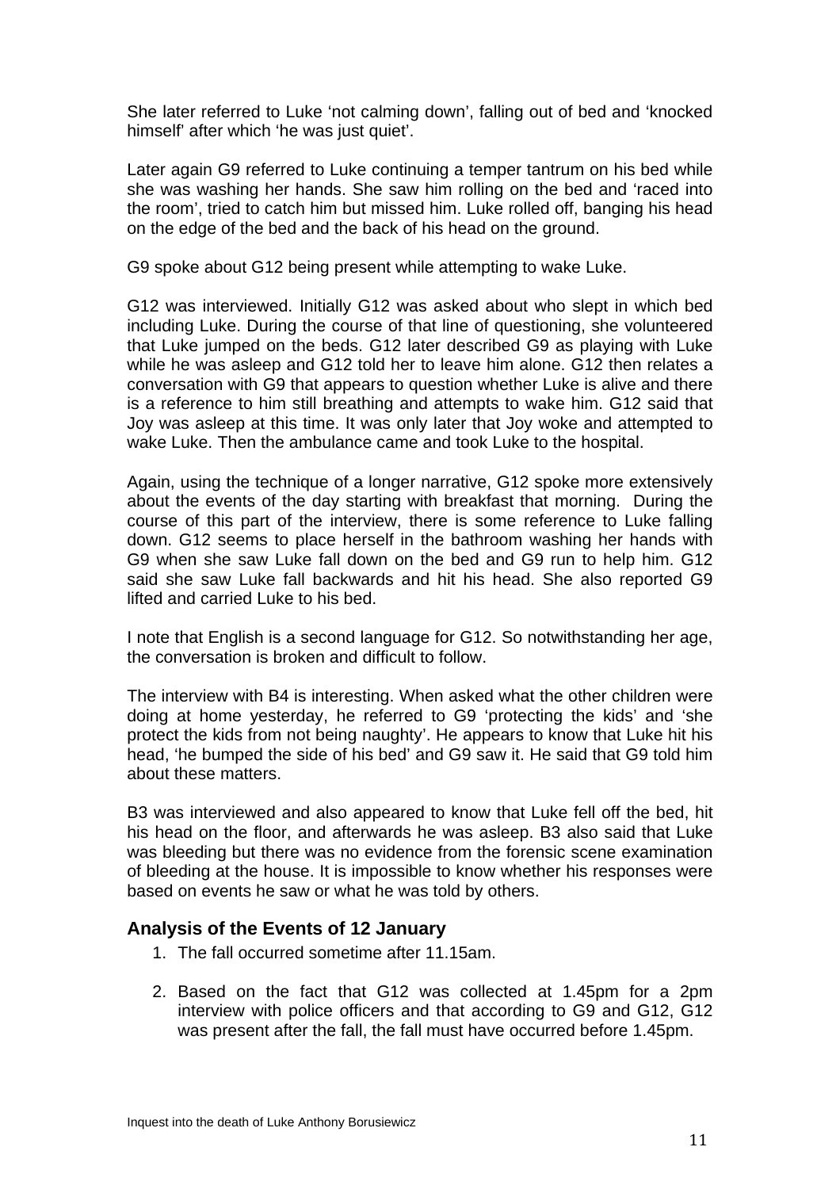She later referred to Luke 'not calming down', falling out of bed and 'knocked himself' after which 'he was just quiet'.

Later again G9 referred to Luke continuing a temper tantrum on his bed while she was washing her hands. She saw him rolling on the bed and 'raced into the room', tried to catch him but missed him. Luke rolled off, banging his head on the edge of the bed and the back of his head on the ground.

G9 spoke about G12 being present while attempting to wake Luke.

G12 was interviewed. Initially G12 was asked about who slept in which bed including Luke. During the course of that line of questioning, she volunteered that Luke jumped on the beds. G12 later described G9 as playing with Luke while he was asleep and G12 told her to leave him alone. G12 then relates a conversation with G9 that appears to question whether Luke is alive and there is a reference to him still breathing and attempts to wake him. G12 said that Joy was asleep at this time. It was only later that Joy woke and attempted to wake Luke. Then the ambulance came and took Luke to the hospital.

Again, using the technique of a longer narrative, G12 spoke more extensively about the events of the day starting with breakfast that morning. During the course of this part of the interview, there is some reference to Luke falling down. G12 seems to place herself in the bathroom washing her hands with G9 when she saw Luke fall down on the bed and G9 run to help him. G12 said she saw Luke fall backwards and hit his head. She also reported G9 lifted and carried Luke to his bed.

I note that English is a second language for G12. So notwithstanding her age, the conversation is broken and difficult to follow.

The interview with B4 is interesting. When asked what the other children were doing at home yesterday, he referred to G9 'protecting the kids' and 'she protect the kids from not being naughty'. He appears to know that Luke hit his head, 'he bumped the side of his bed' and G9 saw it. He said that G9 told him about these matters.

B3 was interviewed and also appeared to know that Luke fell off the bed, hit his head on the floor, and afterwards he was asleep. B3 also said that Luke was bleeding but there was no evidence from the forensic scene examination of bleeding at the house. It is impossible to know whether his responses were based on events he saw or what he was told by others.

### Analysis of the Events of 12 January

1. The fall occurred sometime after 11.15am.

2. Based on the fact that G12 was collected at 1.45pm for a 2pm interview with police officers and that according to G9 and G12, G12 was present after the fall, the fall must have occurred before 1.45pm.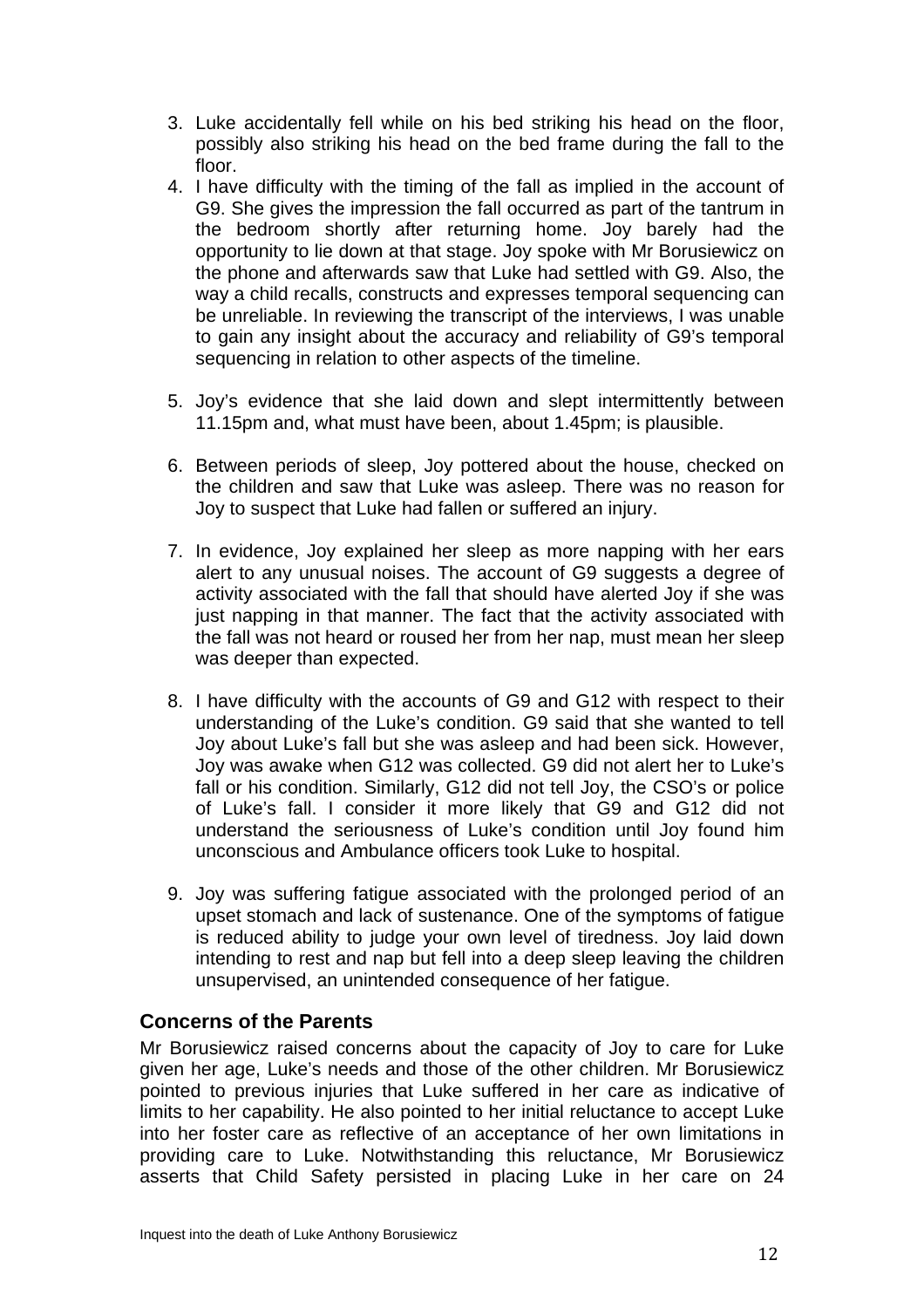3. Luke accidentally fell while on his bed striking his head on the floor, possibly also striking his head on the bed frame during the fall to the floor.
4. I have difficulty with the timing of the fall as implied in the account of G9. She gives the impression the fall occurred as part of the tantrum in the bedroom shortly after returning home. Joy barely had the opportunity to lie down at that stage. Joy spoke with Mr Borusiewicz on the phone and afterwards saw that Luke had settled with G9. Also, the way a child recalls, constructs and expresses temporal sequencing can be unreliable. In reviewing the transcript of the interviews, I was unable to gain any insight about the accuracy and reliability of G9's temporal sequencing in relation to other aspects of the timeline.
5. Joy's evidence that she laid down and slept intermittently between 11.15pm and, what must have been, about 1.45pm; is plausible.
6. Between periods of sleep, Joy pottered about the house, checked on the children and saw that Luke was asleep. There was no reason for Joy to suspect that Luke had fallen or suffered an injury.
7. In evidence, Joy explained her sleep as more napping with her ears alert to any unusual noises. The account of G9 suggests a degree of activity associated with the fall that should have alerted Joy if she was just napping in that manner. The fact that the activity associated with the fall was not heard or roused her from her nap, must mean her sleep was deeper than expected.
8. I have difficulty with the accounts of G9 and G12 with respect to their understanding of the Luke's condition. G9 said that she wanted to tell Joy about Luke's fall but she was asleep and had been sick. However, Joy was awake when G12 was collected. G9 did not alert her to Luke's fall or his condition. Similarly, G12 did not tell Joy, the CSO's or police of Luke's fall. I consider it more likely that G9 and G12 did not understand the seriousness of Luke's condition until Joy found him unconscious and Ambulance officers took Luke to hospital.
9. Joy was suffering fatigue associated with the prolonged period of an upset stomach and lack of sustenance. One of the symptoms of fatigue is reduced ability to judge your own level of tiredness. Joy laid down intending to rest and nap but fell into a deep sleep leaving the children unsupervised, an unintended consequence of her fatigue.

### Concerns of the Parents

Mr Borusiewicz raised concerns about the capacity of Joy to care for Luke given her age, Luke's needs and those of the other children. Mr Borusiewicz pointed to previous injuries that Luke suffered in her care as indicative of limits to her capability. He also pointed to her initial reluctance to accept Luke into her foster care as reflective of an acceptance of her own limitations in providing care to Luke. Notwithstanding this reluctance, Mr Borusiewicz asserts that Child Safety persisted in placing Luke in her care on 24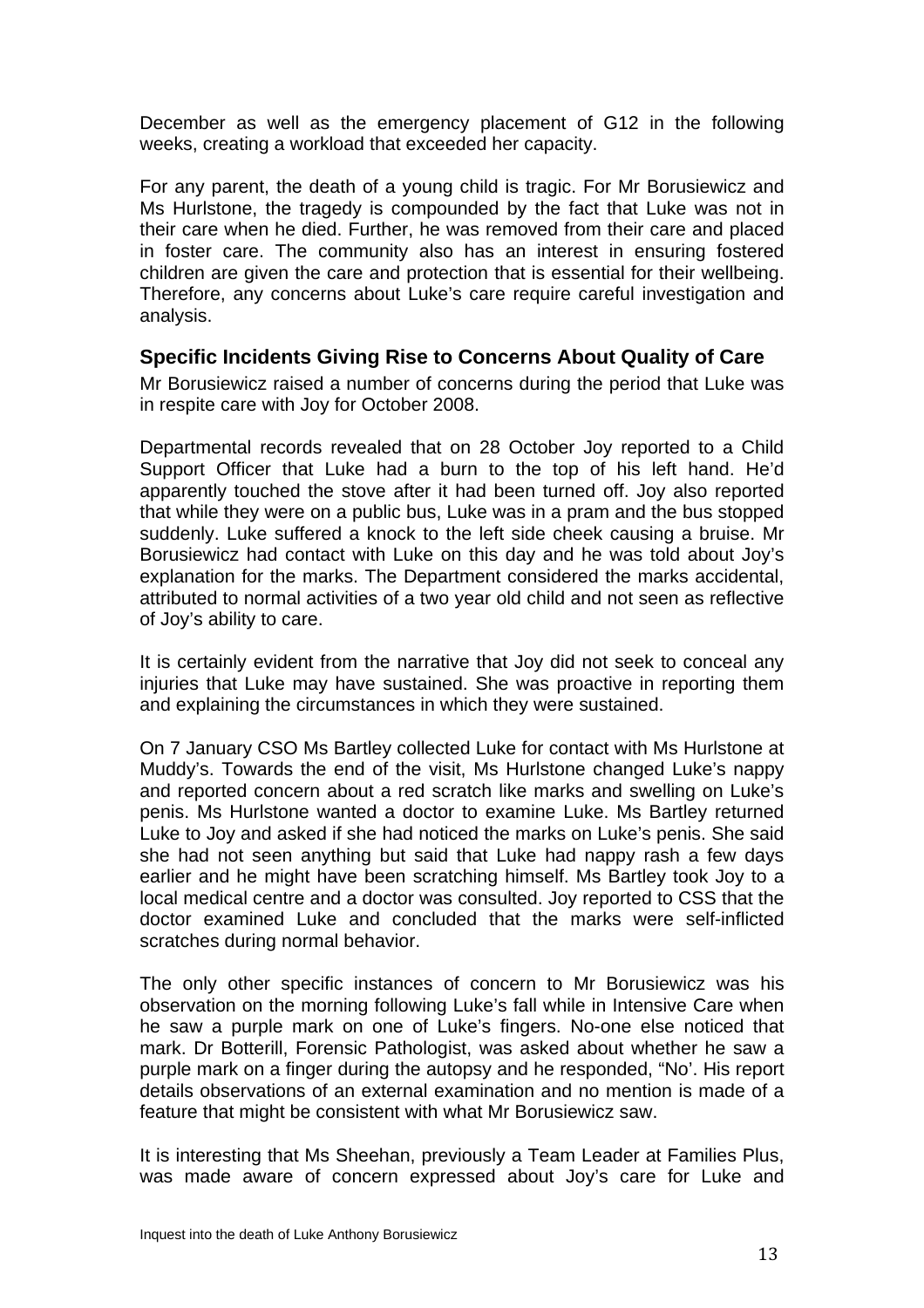December as well as the emergency placement of G12 in the following weeks, creating a workload that exceeded her capacity.

For any parent, the death of a young child is tragic. For Mr Borusiewicz and Ms Hurlstone, the tragedy is compounded by the fact that Luke was not in their care when he died. Further, he was removed from their care and placed in foster care. The community also has an interest in ensuring fostered children are given the care and protection that is essential for their wellbeing. Therefore, any concerns about Luke's care require careful investigation and analysis.

### Specific Incidents Giving Rise to Concerns About Quality of Care

Mr Borusiewicz raised a number of concerns during the period that Luke was in respite care with Joy for October 2008.

Departmental records revealed that on 28 October Joy reported to a Child Support Officer that Luke had a burn to the top of his left hand. He'd apparently touched the stove after it had been turned off. Joy also reported that while they were on a public bus, Luke was in a pram and the bus stopped suddenly. Luke suffered a knock to the left side cheek causing a bruise. Mr Borusiewicz had contact with Luke on this day and he was told about Joy's explanation for the marks. The Department considered the marks accidental, attributed to normal activities of a two year old child and not seen as reflective of Joy's ability to care.

It is certainly evident from the narrative that Joy did not seek to conceal any injuries that Luke may have sustained. She was proactive in reporting them and explaining the circumstances in which they were sustained.

On 7 January CSO Ms Bartley collected Luke for contact with Ms Hurlstone at Muddy's. Towards the end of the visit, Ms Hurlstone changed Luke's nappy and reported concern about a red scratch like marks and swelling on Luke's penis. Ms Hurlstone wanted a doctor to examine Luke. Ms Bartley returned Luke to Joy and asked if she had noticed the marks on Luke's penis. She said she had not seen anything but said that Luke had nappy rash a few days earlier and he might have been scratching himself. Ms Bartley took Joy to a local medical centre and a doctor was consulted. Joy reported to CSS that the doctor examined Luke and concluded that the marks were self-inflicted scratches during normal behavior.

The only other specific instances of concern to Mr Borusiewicz was his observation on the morning following Luke's fall while in Intensive Care when he saw a purple mark on one of Luke's fingers. No-one else noticed that mark. Dr Botterill, Forensic Pathologist, was asked about whether he saw a purple mark on a finger during the autopsy and he responded, "No'. His report details observations of an external examination and no mention is made of a feature that might be consistent with what Mr Borusiewicz saw.

It is interesting that Ms Sheehan, previously a Team Leader at Families Plus, was made aware of concern expressed about Joy's care for Luke and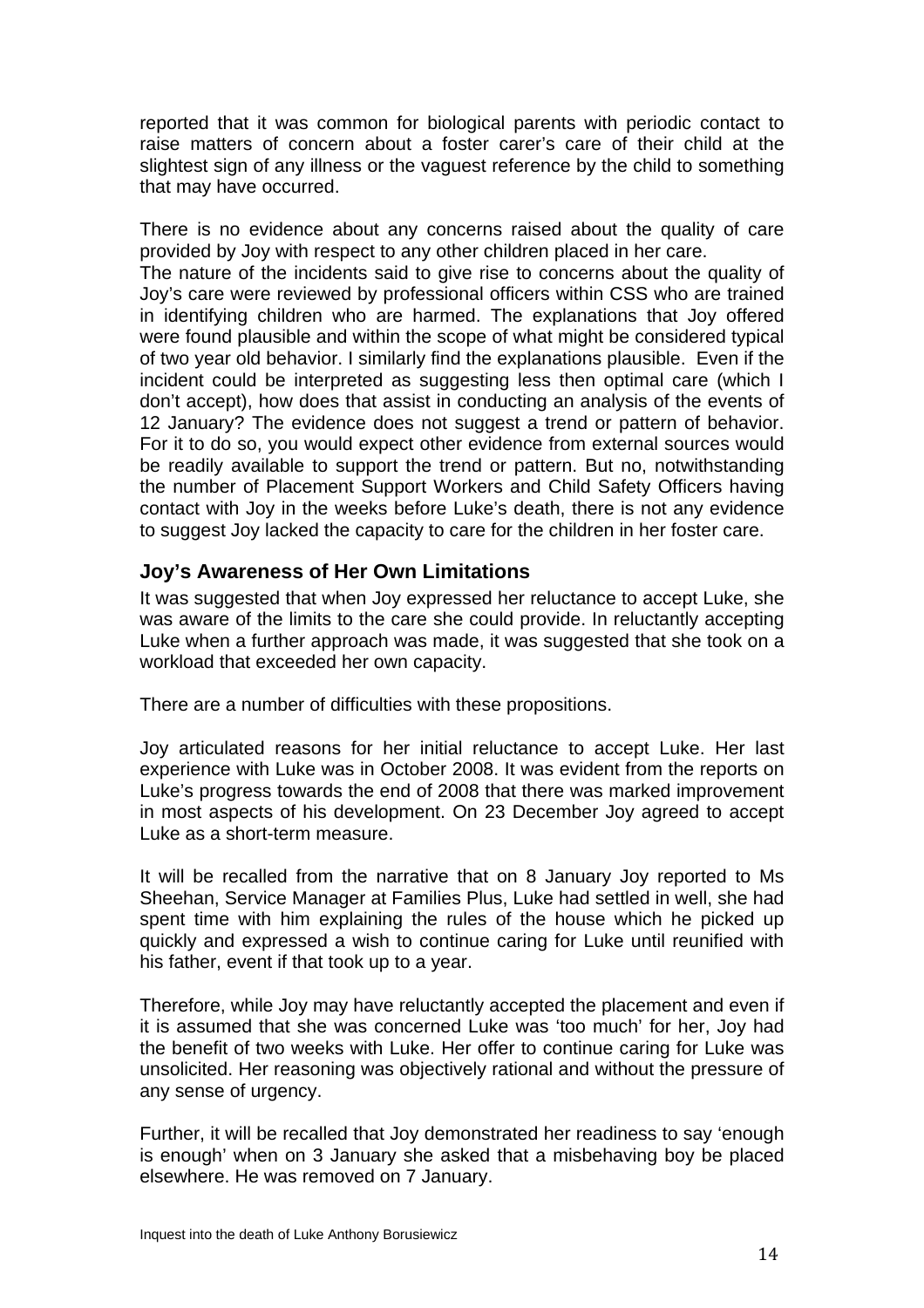reported that it was common for biological parents with periodic contact to raise matters of concern about a foster carer's care of their child at the slightest sign of any illness or the vaguest reference by the child to something that may have occurred.

There is no evidence about any concerns raised about the quality of care provided by Joy with respect to any other children placed in her care.
The nature of the incidents said to give rise to concerns about the quality of Joy's care were reviewed by professional officers within CSS who are trained in identifying children who are harmed. The explanations that Joy offered were found plausible and within the scope of what might be considered typical of two year old behavior. I similarly find the explanations plausible. Even if the incident could be interpreted as suggesting less then optimal care (which I don't accept), how does that assist in conducting an analysis of the events of 12 January? The evidence does not suggest a trend or pattern of behavior. For it to do so, you would expect other evidence from external sources would be readily available to support the trend or pattern. But no, notwithstanding the number of Placement Support Workers and Child Safety Officers having contact with Joy in the weeks before Luke's death, there is not any evidence to suggest Joy lacked the capacity to care for the children in her foster care.

### Joy's Awareness of Her Own Limitations

It was suggested that when Joy expressed her reluctance to accept Luke, she was aware of the limits to the care she could provide. In reluctantly accepting Luke when a further approach was made, it was suggested that she took on a workload that exceeded her own capacity.

There are a number of difficulties with these propositions.

Joy articulated reasons for her initial reluctance to accept Luke. Her last experience with Luke was in October 2008. It was evident from the reports on Luke's progress towards the end of 2008 that there was marked improvement in most aspects of his development. On 23 December Joy agreed to accept Luke as a short-term measure.

It will be recalled from the narrative that on 8 January Joy reported to Ms Sheehan, Service Manager at Families Plus, Luke had settled in well, she had spent time with him explaining the rules of the house which he picked up quickly and expressed a wish to continue caring for Luke until reunified with his father, event if that took up to a year.

Therefore, while Joy may have reluctantly accepted the placement and even if it is assumed that she was concerned Luke was 'too much' for her, Joy had the benefit of two weeks with Luke. Her offer to continue caring for Luke was unsolicited. Her reasoning was objectively rational and without the pressure of any sense of urgency.

Further, it will be recalled that Joy demonstrated her readiness to say 'enough is enough' when on 3 January she asked that a misbehaving boy be placed elsewhere. He was removed on 7 January.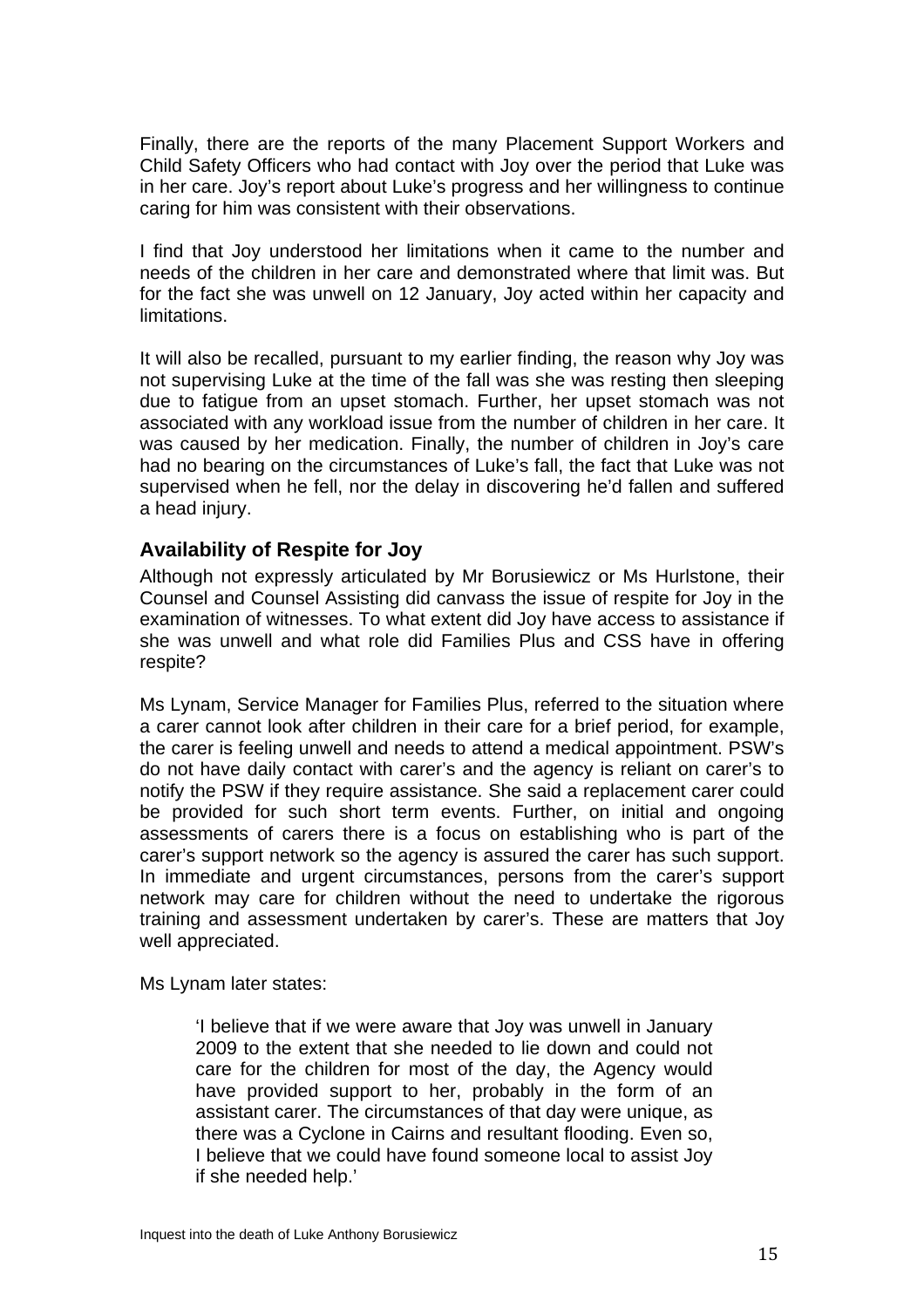Finally, there are the reports of the many Placement Support Workers and Child Safety Officers who had contact with Joy over the period that Luke was in her care. Joy's report about Luke's progress and her willingness to continue caring for him was consistent with their observations.

I find that Joy understood her limitations when it came to the number and needs of the children in her care and demonstrated where that limit was. But for the fact she was unwell on 12 January, Joy acted within her capacity and limitations.

It will also be recalled, pursuant to my earlier finding, the reason why Joy was not supervising Luke at the time of the fall was she was resting then sleeping due to fatigue from an upset stomach. Further, her upset stomach was not associated with any workload issue from the number of children in her care. It was caused by her medication. Finally, the number of children in Joy's care had no bearing on the circumstances of Luke's fall, the fact that Luke was not supervised when he fell, nor the delay in discovering he'd fallen and suffered a head injury.

## Availability of Respite for Joy

Although not expressly articulated by Mr Borusiewicz or Ms Hurlstone, their Counsel and Counsel Assisting did canvass the issue of respite for Joy in the examination of witnesses. To what extent did Joy have access to assistance if she was unwell and what role did Families Plus and CSS have in offering respite?

Ms Lynam, Service Manager for Families Plus, referred to the situation where a carer cannot look after children in their care for a brief period, for example, the carer is feeling unwell and needs to attend a medical appointment. PSW's do not have daily contact with carer's and the agency is reliant on carer's to notify the PSW if they require assistance. She said a replacement carer could be provided for such short term events. Further, on initial and ongoing assessments of carers there is a focus on establishing who is part of the carer's support network so the agency is assured the carer has such support. In immediate and urgent circumstances, persons from the carer's support network may care for children without the need to undertake the rigorous training and assessment undertaken by carer's. These are matters that Joy well appreciated.

Ms Lynam later states:

> 'I believe that if we were aware that Joy was unwell in January 2009 to the extent that she needed to lie down and could not care for the children for most of the day, the Agency would have provided support to her, probably in the form of an assistant carer. The circumstances of that day were unique, as there was a Cyclone in Cairns and resultant flooding. Even so, I believe that we could have found someone local to assist Joy if she needed help.'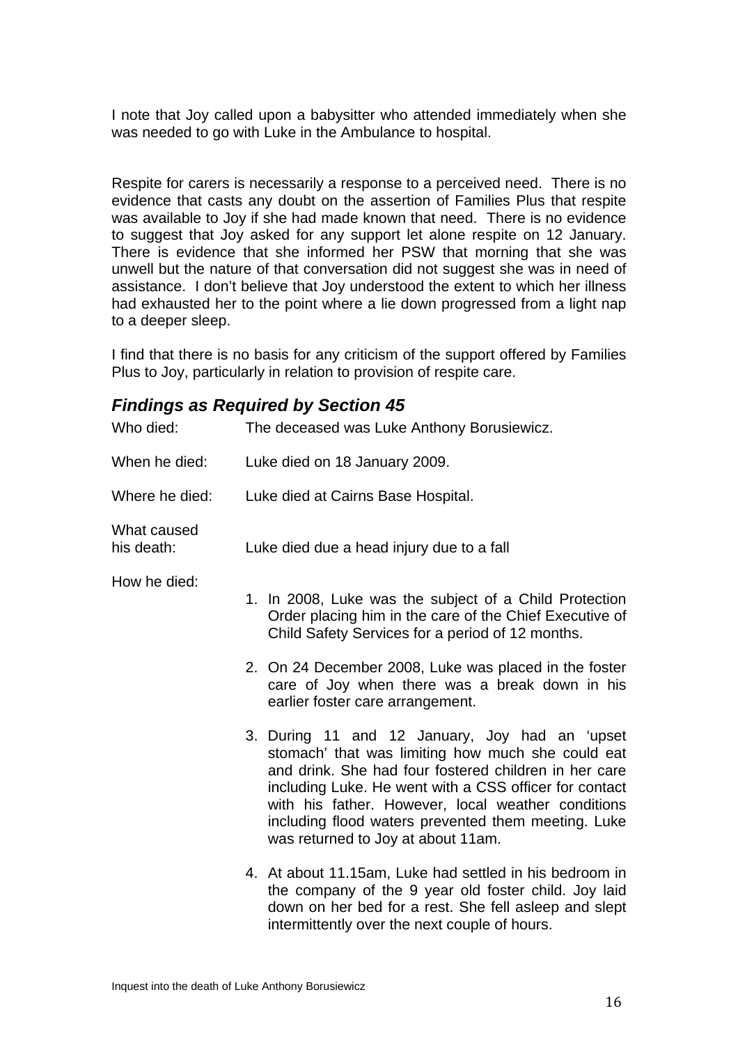I note that Joy called upon a babysitter who attended immediately when she was needed to go with Luke in the Ambulance to hospital.

Respite for carers is necessarily a response to a perceived need. There is no evidence that casts any doubt on the assertion of Families Plus that respite was available to Joy if she had made known that need. There is no evidence to suggest that Joy asked for any support let alone respite on 12 January. There is evidence that she informed her PSW that morning that she was unwell but the nature of that conversation did not suggest she was in need of assistance. I don't believe that Joy understood the extent to which her illness had exhausted her to the point where a lie down progressed from a light nap to a deeper sleep.

I find that there is no basis for any criticism of the support offered by Families Plus to Joy, particularly in relation to provision of respite care.

## *Findings as Required by Section 45*

Who died: The deceased was Luke Anthony Borusiewicz.

When he died: Luke died on 18 January 2009.

Where he died: Luke died at Cairns Base Hospital.

What caused his death: Luke died due a head injury due to a fall

How he died:

1. In 2008, Luke was the subject of a Child Protection Order placing him in the care of the Chief Executive of Child Safety Services for a period of 12 months.
2. On 24 December 2008, Luke was placed in the foster care of Joy when there was a break down in his earlier foster care arrangement.
3. During 11 and 12 January, Joy had an 'upset stomach' that was limiting how much she could eat and drink. She had four fostered children in her care including Luke. He went with a CSS officer for contact with his father. However, local weather conditions including flood waters prevented them meeting. Luke was returned to Joy at about 11am.
4. At about 11.15am, Luke had settled in his bedroom in the company of the 9 year old foster child. Joy laid down on her bed for a rest. She fell asleep and slept intermittently over the next couple of hours.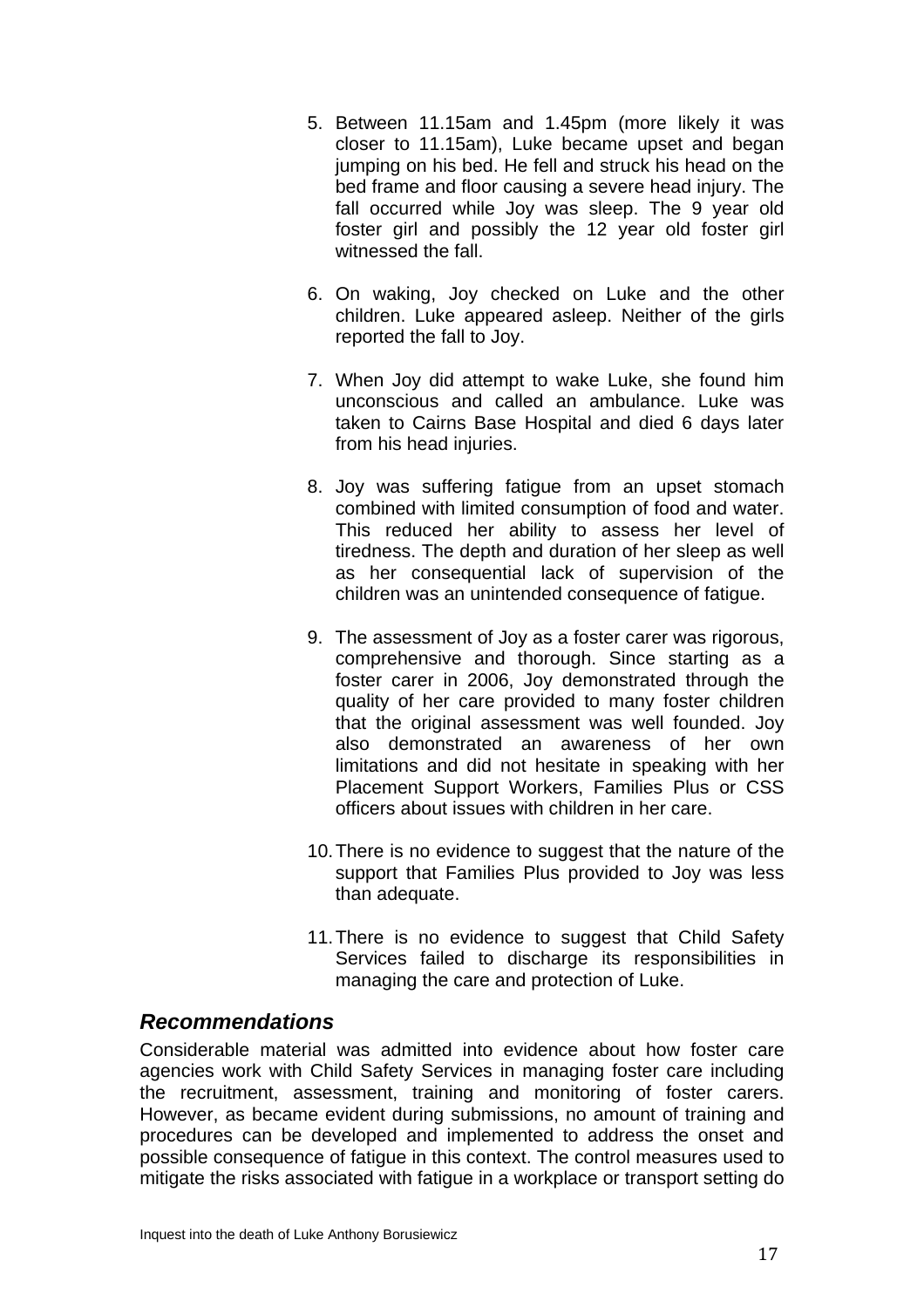5. Between 11.15am and 1.45pm (more likely it was closer to 11.15am), Luke became upset and began jumping on his bed. He fell and struck his head on the bed frame and floor causing a severe head injury. The fall occurred while Joy was sleep. The 9 year old foster girl and possibly the 12 year old foster girl witnessed the fall.

6. On waking, Joy checked on Luke and the other children. Luke appeared asleep. Neither of the girls reported the fall to Joy.

7. When Joy did attempt to wake Luke, she found him unconscious and called an ambulance. Luke was taken to Cairns Base Hospital and died 6 days later from his head injuries.

8. Joy was suffering fatigue from an upset stomach combined with limited consumption of food and water. This reduced her ability to assess her level of tiredness. The depth and duration of her sleep as well as her consequential lack of supervision of the children was an unintended consequence of fatigue.

9. The assessment of Joy as a foster carer was rigorous, comprehensive and thorough. Since starting as a foster carer in 2006, Joy demonstrated through the quality of her care provided to many foster children that the original assessment was well founded. Joy also demonstrated an awareness of her own limitations and did not hesitate in speaking with her Placement Support Workers, Families Plus or CSS officers about issues with children in her care.

10. There is no evidence to suggest that the nature of the support that Families Plus provided to Joy was less than adequate.

11. There is no evidence to suggest that Child Safety Services failed to discharge its responsibilities in managing the care and protection of Luke.

### *Recommendations*

Considerable material was admitted into evidence about how foster care agencies work with Child Safety Services in managing foster care including the recruitment, assessment, training and monitoring of foster carers. However, as became evident during submissions, no amount of training and procedures can be developed and implemented to address the onset and possible consequence of fatigue in this context. The control measures used to mitigate the risks associated with fatigue in a workplace or transport setting do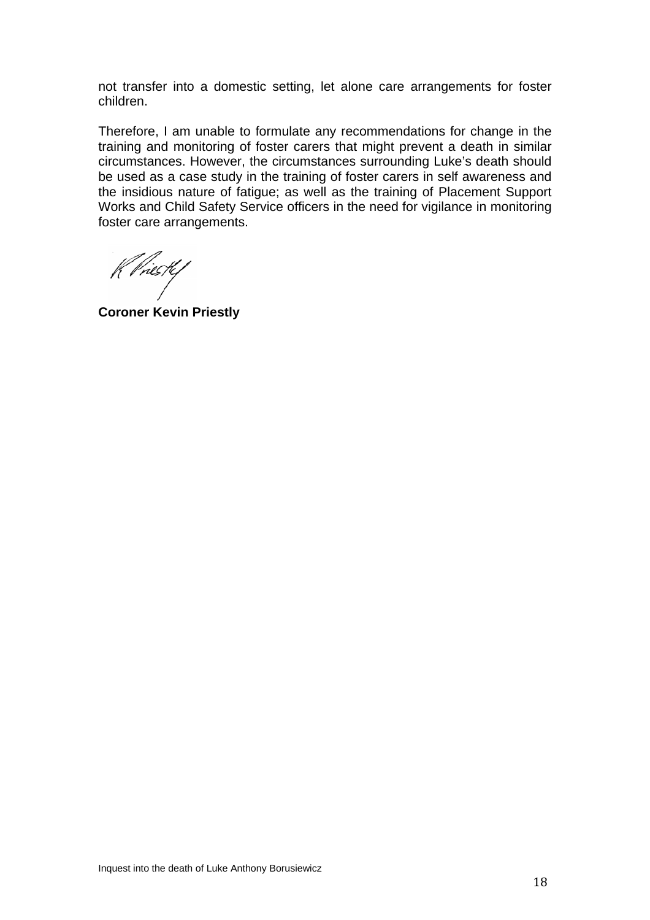not transfer into a domestic setting, let alone care arrangements for foster children.

Therefore, I am unable to formulate any recommendations for change in the training and monitoring of foster carers that might prevent a death in similar circumstances. However, the circumstances surrounding Luke's death should be used as a case study in the training of foster carers in self awareness and the insidious nature of fatigue; as well as the training of Placement Support Works and Child Safety Service officers in the need for vigilance in monitoring foster care arrangements.

**Coroner Kevin Priestly**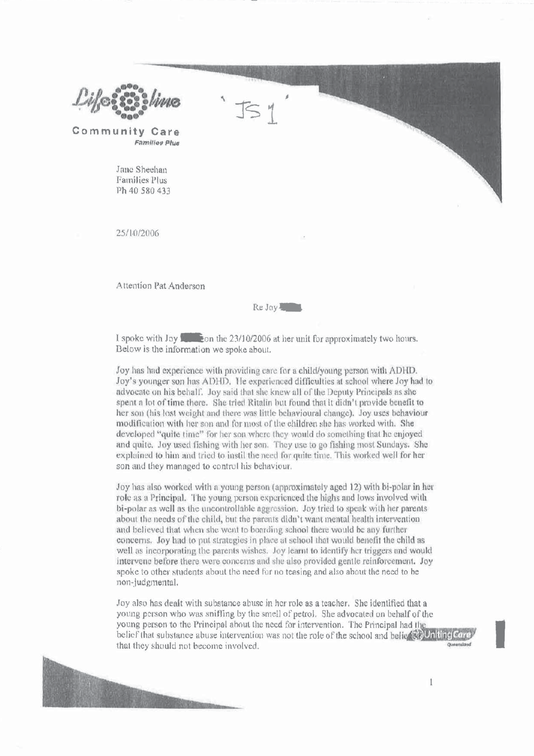Lifeline

Community Care
*Families Plus*

'JS1'

Jane Sheehan
Families Plus
Ph 40 580 433

25/10/2006

Attention Pat Anderson

Re Joy

I spoke with Joy on the 23/10/2006 at her unit for approximately two hours. Below is the information we spoke about.

Joy has had experience with providing care for a child/young person with ADHD. Joy's younger son has ADHD. He experienced difficulties at school where Joy had to advocate on his behalf. Joy said that she knew all of the Deputy Principals as she spent a lot of time there. She tried Ritalin but found that it didn't provide benefit to her son (his lost weight and there was little behavioural change). Joy uses behaviour modification with her son and for most of the children she has worked with. She developed "quite time" for her son where they would do something that he enjoyed and quite. Joy used fishing with her son. They use to go fishing most Sundays. She explained to him and tried to instil the need for quite time. This worked well for her son and they managed to control his behaviour.

Joy has also worked with a young person (approximately aged 12) with bi-polar in her role as a Principal. The young person experienced the highs and lows involved with bi-polar as well as the uncontrollable aggression. Joy tried to speak with her parents about the needs of the child, but the parents didn't want mental health intervention and believed that when she went to boarding school there would be any further concerns. Joy had to put strategies in place at school that would benefit the child as well as incorporating the parents wishes. Joy learnt to identify her triggers and would intervene before there were concerns and she also provided gentle reinforcement. Joy spoke to other students about the need for no teasing and also about the need to be non-judgmental.

Joy also has dealt with substance abuse in her role as a teacher. She identified that a young person who was sniffing by the smell of petrol. She advocated on behalf of the young person to the Principal about the need for intervention. The Principal had the belief that substance abuse intervention was not the role of the school and belie[ved] that they should not become involved.

UnitingCare Queensland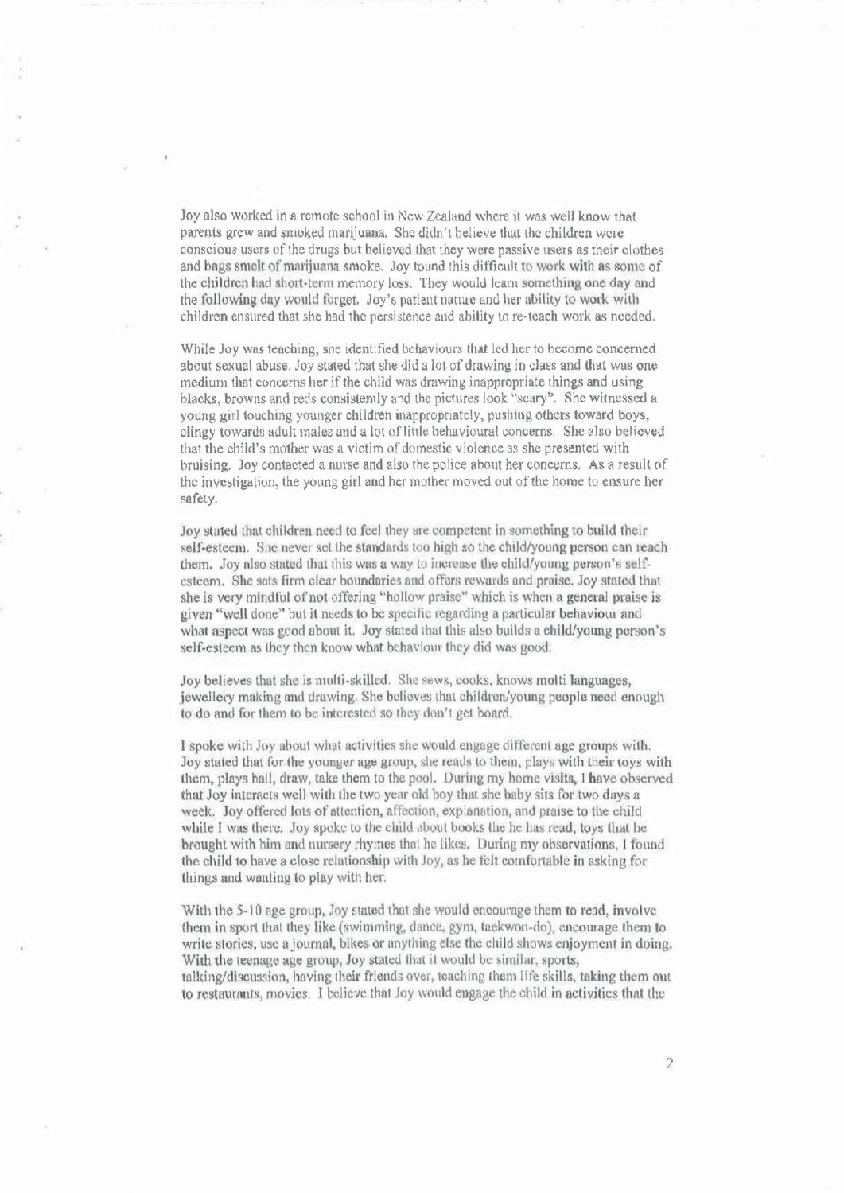Joy also worked in a remote school in New Zealand where it was well know that parents grew and smoked marijuana. She didn't believe that the children were conscious users of the drugs but believed that they were passive users as their clothes and bags smelt of marijuana smoke. Joy found this difficult to work with as some of the children had short-term memory loss. They would learn something one day and the following day would forget. Joy's patient nature and her ability to work with children ensured that she had the persistence and ability to re-teach work as needed.

While Joy was teaching, she identified behaviours that led her to become concerned about sexual abuse. Joy stated that she did a lot of drawing in class and that was one medium that concerns her if the child was drawing inappropriate things and using blacks, browns and reds consistently and the pictures look "scary". She witnessed a young girl touching younger children inappropriately, pushing others toward boys, clingy towards adult males and a lot of little behavioural concerns. She also believed that the child's mother was a victim of domestic violence as she presented with bruising. Joy contacted a nurse and also the police about her concerns. As a result of the investigation, the young girl and her mother moved out of the home to ensure her safety.

Joy stated that children need to feel they are competent in something to build their self-esteem. She never set the standards too high so the child/young person can reach them. Joy also stated that this was a way to increase the child/young person's self-esteem. She sets firm clear boundaries and offers rewards and praise. Joy stated that she is very mindful of not offering "hollow praise" which is when a general praise is given "well done" but it needs to be specific regarding a particular behaviour and what aspect was good about it. Joy stated that this also builds a child/young person's self-esteem as they then know what behaviour they did was good.

Joy believes that she is multi-skilled. She sews, cooks, knows multi languages, jewellery making and drawing. She believes that children/young people need enough to do and for them to be interested so they don't get board.

I spoke with Joy about what activities she would engage different age groups with. Joy stated that for the younger age group, she reads to them, plays with their toys with them, plays ball, draw, take them to the pool. During my home visits, I have observed that Joy interacts well with the two year old boy that she baby sits for two days a week. Joy offered lots of attention, affection, explanation, and praise to the child while I was there. Joy spoke to the child about books the he has read, toys that he brought with him and nursery rhymes that he likes. During my observations, I found the child to have a close relationship with Joy, as he felt comfortable in asking for things and wanting to play with her.

With the 5-10 age group, Joy stated that she would encourage them to read, involve them in sport that they like (swimming, dance, gym, taekwon-do), encourage them to write stories, use a journal, bikes or anything else the child shows enjoyment in doing. With the teenage age group, Joy stated that it would be similar, sports, talking/discussion, having their friends over, teaching them life skills, taking them out to restaurants, movies. I believe that Joy would engage the child in activities that the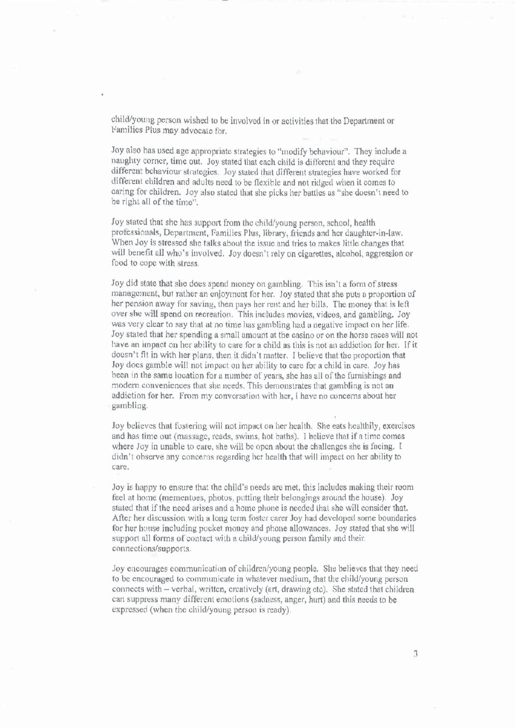child/young person wished to be involved in or activities that the Department or Families Plus may advocate for.

Joy also has used age appropriate strategies to "modify behaviour". They include a naughty corner, time out. Joy stated that each child is different and they require different behaviour strategies. Joy stated that different strategies have worked for different children and adults need to be flexible and not ridged when it comes to caring for children. Joy also stated that she picks her battles as "she doesn't need to be right all of the time".

Joy stated that she has support from the child/young person, school, health professionals, Department, Families Plus, library, friends and her daughter-in-law. When Joy is stressed she talks about the issue and tries to makes little changes that will benefit all who's involved. Joy doesn't rely on cigarettes, alcohol, aggression or food to cope with stress.

Joy did state that she does spend money on gambling. This isn't a form of stress management, but rather an enjoyment for her. Joy stated that she puts a proportion of her pension away for saving, then pays her rent and her bills. The money that is left over she will spend on recreation. This includes movies, videos, and gambling. Joy was very clear to say that at no time has gambling had a negative impact on her life. Joy stated that her spending a small amount at the casino or on the horse races will not have an impact on her ability to care for a child as this is not an addiction for her. If it doesn't fit in with her plans, then it didn't matter. I believe that the proportion that Joy does gamble will not impact on her ability to care for a child in care. Joy has been in the same location for a number of years, she has all of the furnishings and modern conveniences that she needs. This demonstrates that gambling is not an addiction for her. From my conversation with her, I have no concerns about her gambling.

Joy believes that fostering will not impact on her health. She eats healthily, exercises and has time out (massage, reads, swims, hot baths). I believe that if a time comes where Joy in unable to care, she will be open about the challenges she is facing. I didn't observe any concerns regarding her health that will impact on her ability to care.

Joy is happy to ensure that the child's needs are met, this includes making their room feel at home (mementoes, photos, putting their belongings around the house). Joy stated that if the need arises and a home phone is needed that she will consider that. After her discussion with a long term foster carer Joy had developed some boundaries for her house including pocket money and phone allowances. Joy stated that she will support all forms of contact with a child/young person family and their connections/supports.

Joy encourages communication of children/young people. She believes that they need to be encouraged to communicate in whatever medium, that the child/young person connects with – verbal, written, creatively (art, drawing etc). She stated that children can suppress many different emotions (sadness, anger, hurt) and this needs to be expressed (when the child/young person is ready).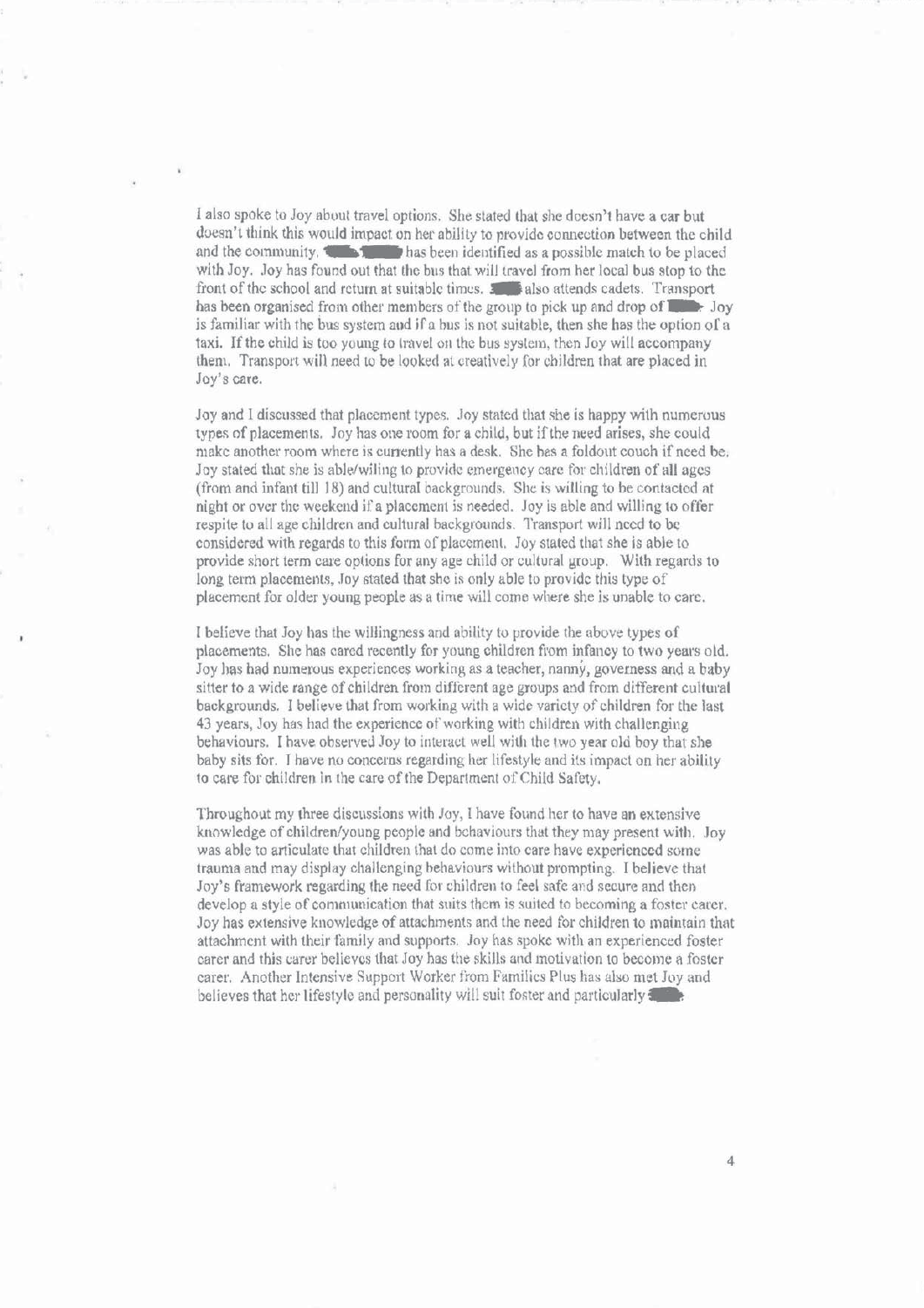I also spoke to Joy about travel options. She stated that she doesn't have a car but doesn't think this would impact on her ability to provide connection between the child and the community. ██ ███ has been identified as a possible match to be placed with Joy. Joy has found out that the bus that will travel from her local bus stop to the front of the school and return at suitable times. ██ also attends cadets. Transport has been organised from other members of the group to pick up and drop of ██. Joy is familiar with the bus system and if a bus is not suitable, then she has the option of a taxi. If the child is too young to travel on the bus system, then Joy will accompany them. Transport will need to be looked at creatively for children that are placed in Joy's care.

Joy and I discussed that placement types. Joy stated that she is happy with numerous types of placements. Joy has one room for a child, but if the need arises, she could make another room where is currently has a desk. She has a foldout couch if need be. Joy stated that she is able/wiling to provide emergency care for children of all ages (from and infant till 18) and cultural backgrounds. She is willing to be contacted at night or over the weekend if a placement is needed. Joy is able and willing to offer respite to all age children and cultural backgrounds. Transport will need to be considered with regards to this form of placement. Joy stated that she is able to provide short term care options for any age child or cultural group. With regards to long term placements, Joy stated that she is only able to provide this type of placement for older young people as a time will come where she is unable to care.

I believe that Joy has the willingness and ability to provide the above types of placements. She has cared recently for young children from infancy to two years old. Joy has had numerous experiences working as a teacher, nanny, governess and a baby sitter to a wide range of children from different age groups and from different cultural backgrounds. I believe that from working with a wide variety of children for the last 43 years, Joy has had the experience of working with children with challenging behaviours. I have observed Joy to interact well with the two year old boy that she baby sits for. I have no concerns regarding her lifestyle and its impact on her ability to care for children in the care of the Department of Child Safety.

Throughout my three discussions with Joy, I have found her to have an extensive knowledge of children/young people and behaviours that they may present with. Joy was able to articulate that children that do come into care have experienced some trauma and may display challenging behaviours without prompting. I believe that Joy's framework regarding the need for children to feel safe and secure and then develop a style of communication that suits them is suited to becoming a foster carer. Joy has extensive knowledge of attachments and the need for children to maintain that attachment with their family and supports. Joy has spoke with an experienced foster carer and this carer believes that Joy has the skills and motivation to become a foster carer. Another Intensive Support Worker from Families Plus has also met Joy and believes that her lifestyle and personality will suit foster and particularly ██.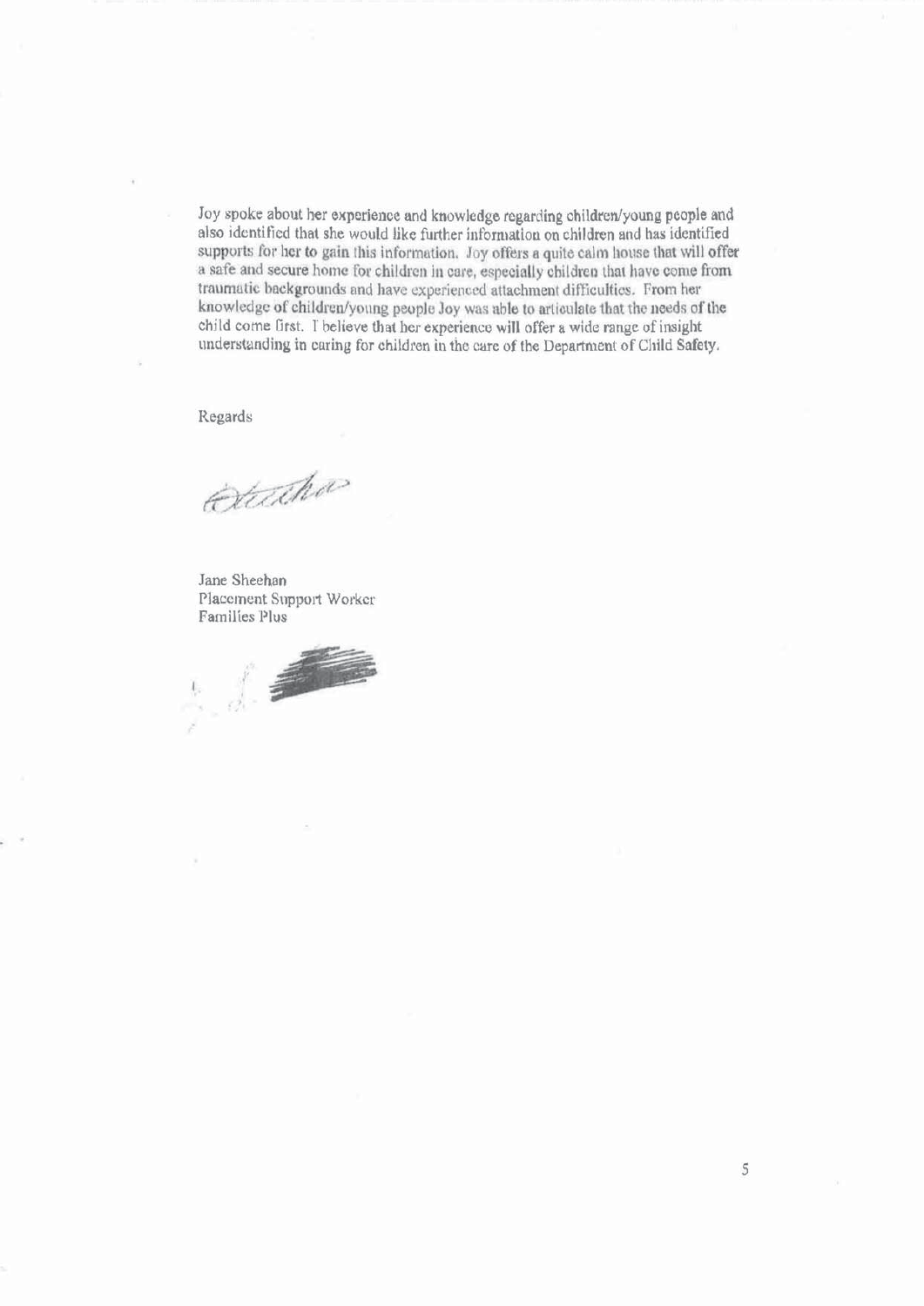Joy spoke about her experience and knowledge regarding children/young people and also identified that she would like further information on children and has identified supports for her to gain this information. Joy offers a quite calm house that will offer a safe and secure home for children in care, especially children that have come from traumatic backgrounds and have experienced attachment difficulties. From her knowledge of children/young people Joy was able to articulate that the needs of the child come first. I believe that her experience will offer a wide range of insight understanding in caring for children in the care of the Department of Child Safety.

Regards

Jane Sheehan
Placement Support Worker
Families Plus